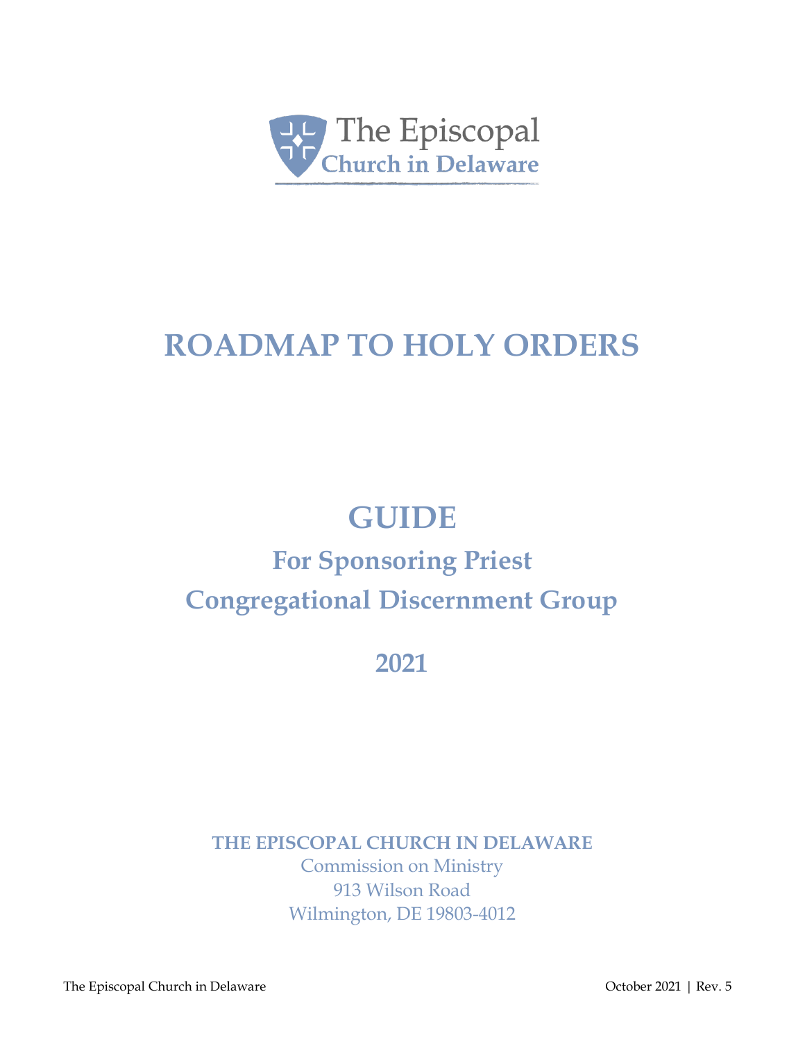The Episcopal Church in Delaware

# ROADMAP TO HOLY ORDERS

# GUIDE

## For Sponsoring Priest

## Congregational Discernment Group

## 2021

**THE EPISCOPAL CHURCH IN DELAWARE**

Commission on Ministry

913 Wilson Road

Wilmington, DE 19803-4012

The Episcopal Church in Delaware

October 2021 | Rev. 5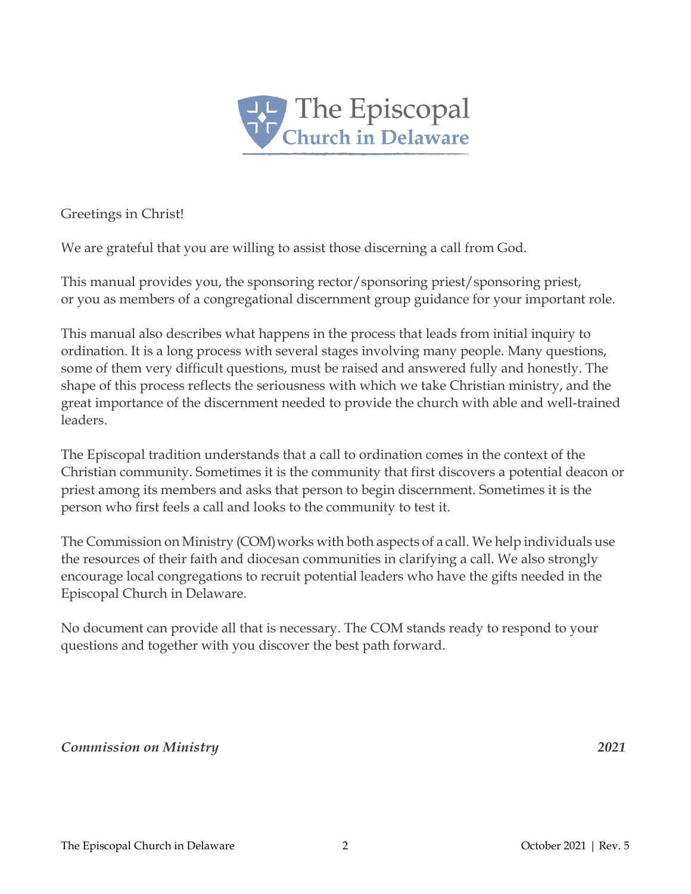The Episcopal Church in Delaware

Greetings in Christ!

We are grateful that you are willing to assist those discerning a call from God.

This manual provides you, the sponsoring rector/sponsoring priest/sponsoring priest, or you as members of a congregational discernment group guidance for your important role.

This manual also describes what happens in the process that leads from initial inquiry to ordination. It is a long process with several stages involving many people. Many questions, some of them very difficult questions, must be raised and answered fully and honestly. The shape of this process reflects the seriousness with which we take Christian ministry, and the great importance of the discernment needed to provide the church with able and well-trained leaders.

The Episcopal tradition understands that a call to ordination comes in the context of the Christian community. Sometimes it is the community that first discovers a potential deacon or priest among its members and asks that person to begin discernment. Sometimes it is the person who first feels a call and looks to the community to test it.

The Commission on Ministry (COM) works with both aspects of a call. We help individuals use the resources of their faith and diocesan communities in clarifying a call. We also strongly encourage local congregations to recruit potential leaders who have the gifts needed in the Episcopal Church in Delaware.

No document can provide all that is necessary. The COM stands ready to respond to your questions and together with you discover the best path forward.

***Commission on Ministry*** ***2021***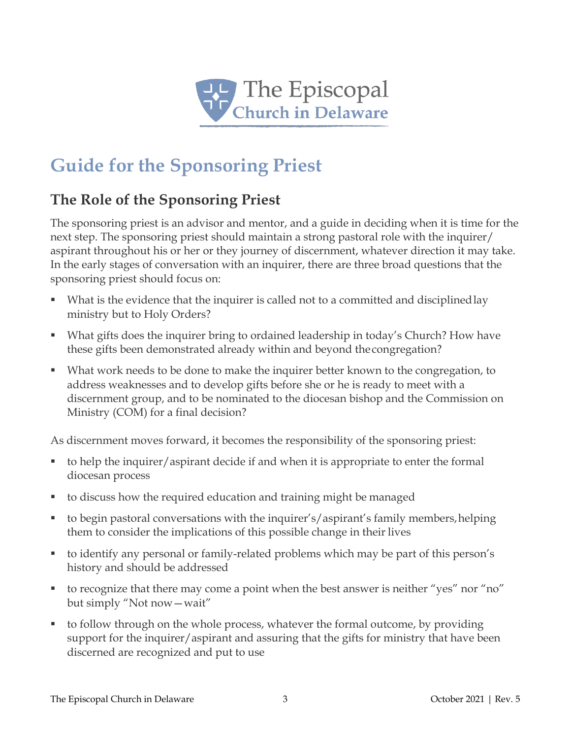# Guide for the Sponsoring Priest

## The Role of the Sponsoring Priest

The sponsoring priest is an advisor and mentor, and a guide in deciding when it is time for the next step. The sponsoring priest should maintain a strong pastoral role with the inquirer/ aspirant throughout his or her or they journey of discernment, whatever direction it may take. In the early stages of conversation with an inquirer, there are three broad questions that the sponsoring priest should focus on:

- What is the evidence that the inquirer is called not to a committed and disciplined lay ministry but to Holy Orders?
- What gifts does the inquirer bring to ordained leadership in today's Church? How have these gifts been demonstrated already within and beyond the congregation?
- What work needs to be done to make the inquirer better known to the congregation, to address weaknesses and to develop gifts before she or he is ready to meet with a discernment group, and to be nominated to the diocesan bishop and the Commission on Ministry (COM) for a final decision?

As discernment moves forward, it becomes the responsibility of the sponsoring priest:

- to help the inquirer/aspirant decide if and when it is appropriate to enter the formal diocesan process
- to discuss how the required education and training might be managed
- to begin pastoral conversations with the inquirer's/aspirant's family members, helping them to consider the implications of this possible change in their lives
- to identify any personal or family-related problems which may be part of this person's history and should be addressed
- to recognize that there may come a point when the best answer is neither "yes" nor "no" but simply "Not now—wait"
- to follow through on the whole process, whatever the formal outcome, by providing support for the inquirer/aspirant and assuring that the gifts for ministry that have been discerned are recognized and put to use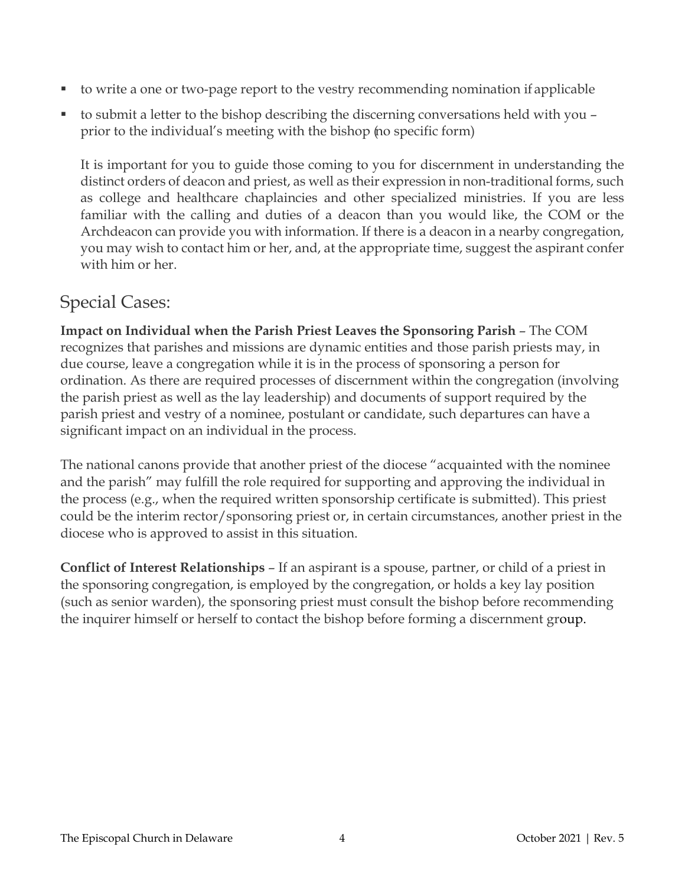- to write a one or two-page report to the vestry recommending nomination if applicable
- to submit a letter to the bishop describing the discerning conversations held with you – prior to the individual's meeting with the bishop (no specific form)

  It is important for you to guide those coming to you for discernment in understanding the distinct orders of deacon and priest, as well as their expression in non-traditional forms, such as college and healthcare chaplaincies and other specialized ministries. If you are less familiar with the calling and duties of a deacon than you would like, the COM or the Archdeacon can provide you with information. If there is a deacon in a nearby congregation, you may wish to contact him or her, and, at the appropriate time, suggest the aspirant confer with him or her.

## Special Cases:

**Impact on Individual when the Parish Priest Leaves the Sponsoring Parish** – The COM recognizes that parishes and missions are dynamic entities and those parish priests may, in due course, leave a congregation while it is in the process of sponsoring a person for ordination. As there are required processes of discernment within the congregation (involving the parish priest as well as the lay leadership) and documents of support required by the parish priest and vestry of a nominee, postulant or candidate, such departures can have a significant impact on an individual in the process.

The national canons provide that another priest of the diocese "acquainted with the nominee and the parish" may fulfill the role required for supporting and approving the individual in the process (e.g., when the required written sponsorship certificate is submitted). This priest could be the interim rector/sponsoring priest or, in certain circumstances, another priest in the diocese who is approved to assist in this situation.

**Conflict of Interest Relationships** – If an aspirant is a spouse, partner, or child of a priest in the sponsoring congregation, is employed by the congregation, or holds a key lay position (such as senior warden), the sponsoring priest must consult the bishop before recommending the inquirer himself or herself to contact the bishop before forming a discernment group.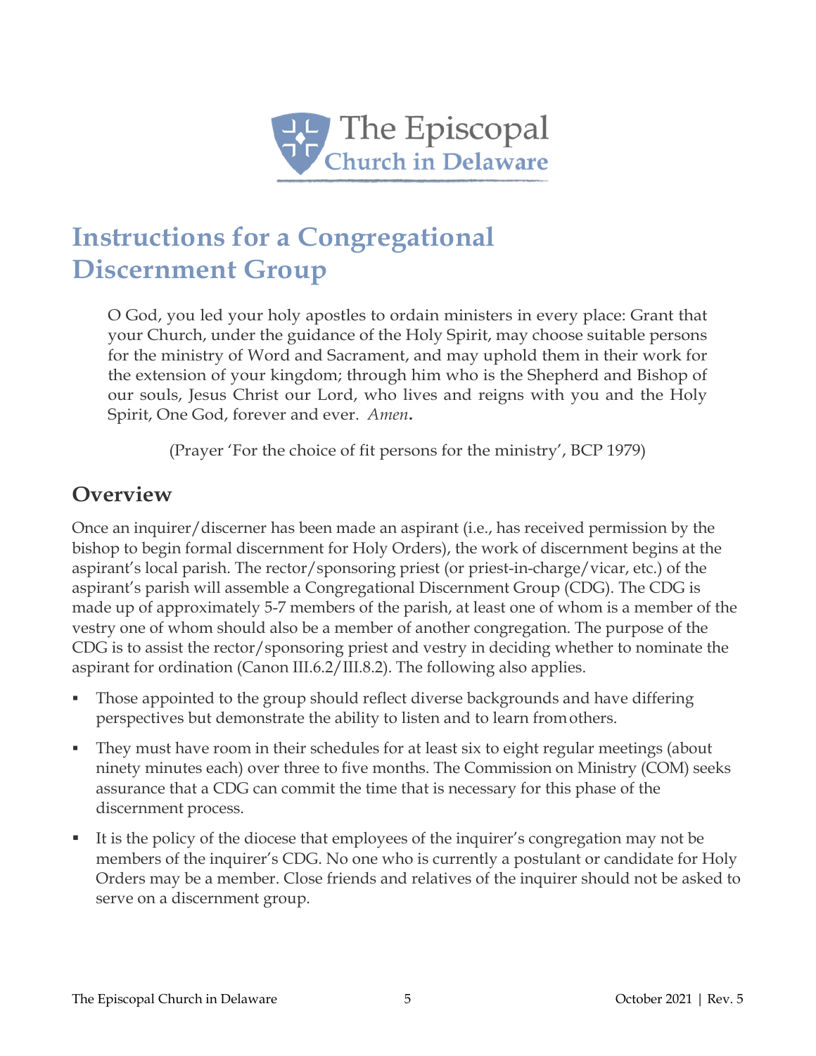The Episcopal Church in Delaware

# Instructions for a Congregational Discernment Group

> O God, you led your holy apostles to ordain ministers in every place: Grant that your Church, under the guidance of the Holy Spirit, may choose suitable persons for the ministry of Word and Sacrament, and may uphold them in their work for the extension of your kingdom; through him who is the Shepherd and Bishop of our souls, Jesus Christ our Lord, who lives and reigns with you and the Holy Spirit, One God, forever and ever. *Amen***.**
>
> (Prayer 'For the choice of fit persons for the ministry', BCP 1979)

## Overview

Once an inquirer/discerner has been made an aspirant (i.e., has received permission by the bishop to begin formal discernment for Holy Orders), the work of discernment begins at the aspirant's local parish. The rector/sponsoring priest (or priest-in-charge/vicar, etc.) of the aspirant's parish will assemble a Congregational Discernment Group (CDG). The CDG is made up of approximately 5-7 members of the parish, at least one of whom is a member of the vestry one of whom should also be a member of another congregation. The purpose of the CDG is to assist the rector/sponsoring priest and vestry in deciding whether to nominate the aspirant for ordination (Canon III.6.2/III.8.2). The following also applies.

- Those appointed to the group should reflect diverse backgrounds and have differing perspectives but demonstrate the ability to listen and to learn from others.
- They must have room in their schedules for at least six to eight regular meetings (about ninety minutes each) over three to five months. The Commission on Ministry (COM) seeks assurance that a CDG can commit the time that is necessary for this phase of the discernment process.
- It is the policy of the diocese that employees of the inquirer's congregation may not be members of the inquirer's CDG. No one who is currently a postulant or candidate for Holy Orders may be a member. Close friends and relatives of the inquirer should not be asked to serve on a discernment group.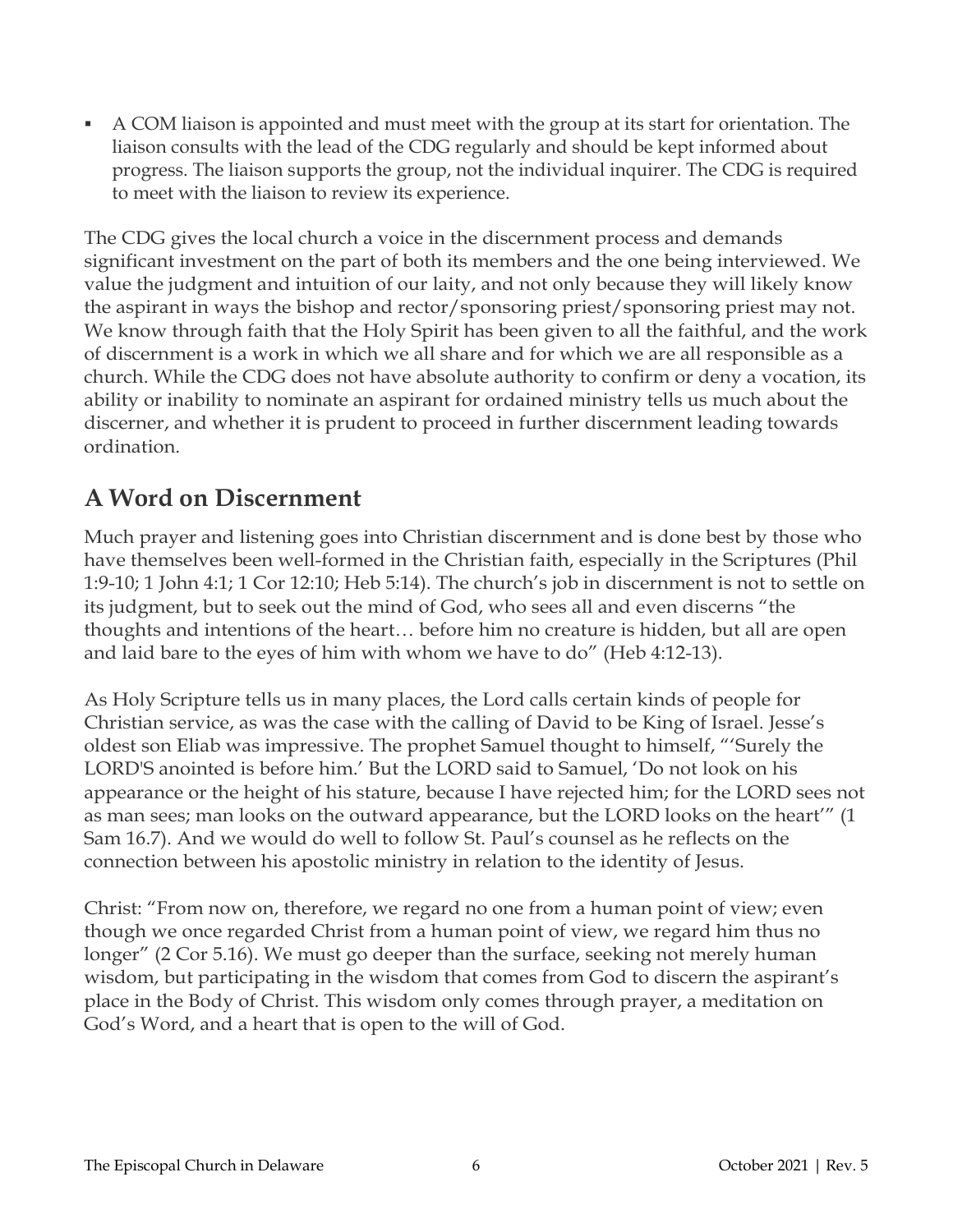- A COM liaison is appointed and must meet with the group at its start for orientation. The liaison consults with the lead of the CDG regularly and should be kept informed about progress. The liaison supports the group, not the individual inquirer. The CDG is required to meet with the liaison to review its experience.

The CDG gives the local church a voice in the discernment process and demands significant investment on the part of both its members and the one being interviewed. We value the judgment and intuition of our laity, and not only because they will likely know the aspirant in ways the bishop and rector/sponsoring priest/sponsoring priest may not. We know through faith that the Holy Spirit has been given to all the faithful, and the work of discernment is a work in which we all share and for which we are all responsible as a church. While the CDG does not have absolute authority to confirm or deny a vocation, its ability or inability to nominate an aspirant for ordained ministry tells us much about the discerner, and whether it is prudent to proceed in further discernment leading towards ordination.

## A Word on Discernment

Much prayer and listening goes into Christian discernment and is done best by those who have themselves been well-formed in the Christian faith, especially in the Scriptures (Phil 1:9-10; 1 John 4:1; 1 Cor 12:10; Heb 5:14). The church's job in discernment is not to settle on its judgment, but to seek out the mind of God, who sees all and even discerns "the thoughts and intentions of the heart… before him no creature is hidden, but all are open and laid bare to the eyes of him with whom we have to do" (Heb 4:12-13).

As Holy Scripture tells us in many places, the Lord calls certain kinds of people for Christian service, as was the case with the calling of David to be King of Israel. Jesse's oldest son Eliab was impressive. The prophet Samuel thought to himself, "'Surely the LORD'S anointed is before him.' But the LORD said to Samuel, 'Do not look on his appearance or the height of his stature, because I have rejected him; for the LORD sees not as man sees; man looks on the outward appearance, but the LORD looks on the heart'" (1 Sam 16.7). And we would do well to follow St. Paul's counsel as he reflects on the connection between his apostolic ministry in relation to the identity of Jesus.

Christ: "From now on, therefore, we regard no one from a human point of view; even though we once regarded Christ from a human point of view, we regard him thus no longer" (2 Cor 5.16). We must go deeper than the surface, seeking not merely human wisdom, but participating in the wisdom that comes from God to discern the aspirant's place in the Body of Christ. This wisdom only comes through prayer, a meditation on God's Word, and a heart that is open to the will of God.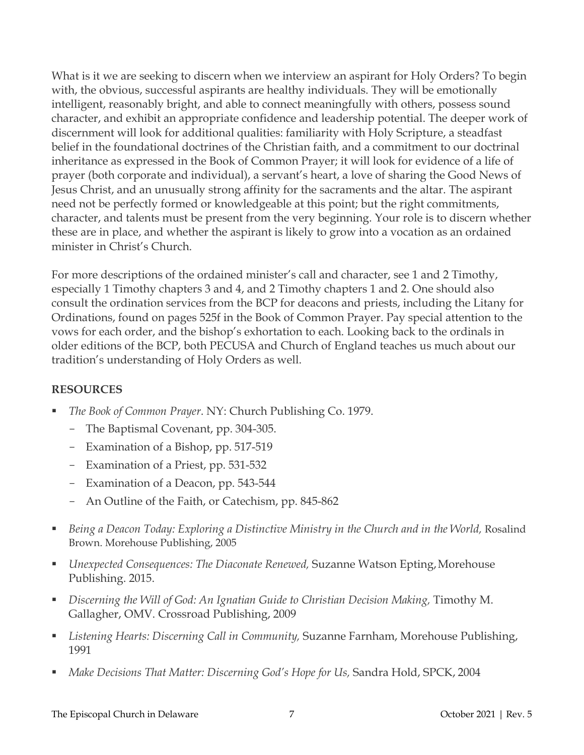What is it we are seeking to discern when we interview an aspirant for Holy Orders? To begin with, the obvious, successful aspirants are healthy individuals. They will be emotionally intelligent, reasonably bright, and able to connect meaningfully with others, possess sound character, and exhibit an appropriate confidence and leadership potential. The deeper work of discernment will look for additional qualities: familiarity with Holy Scripture, a steadfast belief in the foundational doctrines of the Christian faith, and a commitment to our doctrinal inheritance as expressed in the Book of Common Prayer; it will look for evidence of a life of prayer (both corporate and individual), a servant's heart, a love of sharing the Good News of Jesus Christ, and an unusually strong affinity for the sacraments and the altar. The aspirant need not be perfectly formed or knowledgeable at this point; but the right commitments, character, and talents must be present from the very beginning. Your role is to discern whether these are in place, and whether the aspirant is likely to grow into a vocation as an ordained minister in Christ's Church.

For more descriptions of the ordained minister's call and character, see 1 and 2 Timothy, especially 1 Timothy chapters 3 and 4, and 2 Timothy chapters 1 and 2. One should also consult the ordination services from the BCP for deacons and priests, including the Litany for Ordinations, found on pages 525f in the Book of Common Prayer. Pay special attention to the vows for each order, and the bishop's exhortation to each. Looking back to the ordinals in older editions of the BCP, both PECUSA and Church of England teaches us much about our tradition's understanding of Holy Orders as well.

**RESOURCES**

- *The Book of Common Prayer*. NY: Church Publishing Co. 1979.
  - The Baptismal Covenant, pp. 304-305.
  - Examination of a Bishop, pp. 517-519
  - Examination of a Priest, pp. 531-532
  - Examination of a Deacon, pp. 543-544
  - An Outline of the Faith, or Catechism, pp. 845-862
- *Being a Deacon Today: Exploring a Distinctive Ministry in the Church and in the World,* Rosalind Brown. Morehouse Publishing, 2005
- *Unexpected Consequences: The Diaconate Renewed,* Suzanne Watson Epting, Morehouse Publishing. 2015.
- *Discerning the Will of God: An Ignatian Guide to Christian Decision Making,* Timothy M. Gallagher, OMV. Crossroad Publishing, 2009
- *Listening Hearts: Discerning Call in Community,* Suzanne Farnham, Morehouse Publishing, 1991
- *Make Decisions That Matter: Discerning God's Hope for Us,* Sandra Hold, SPCK, 2004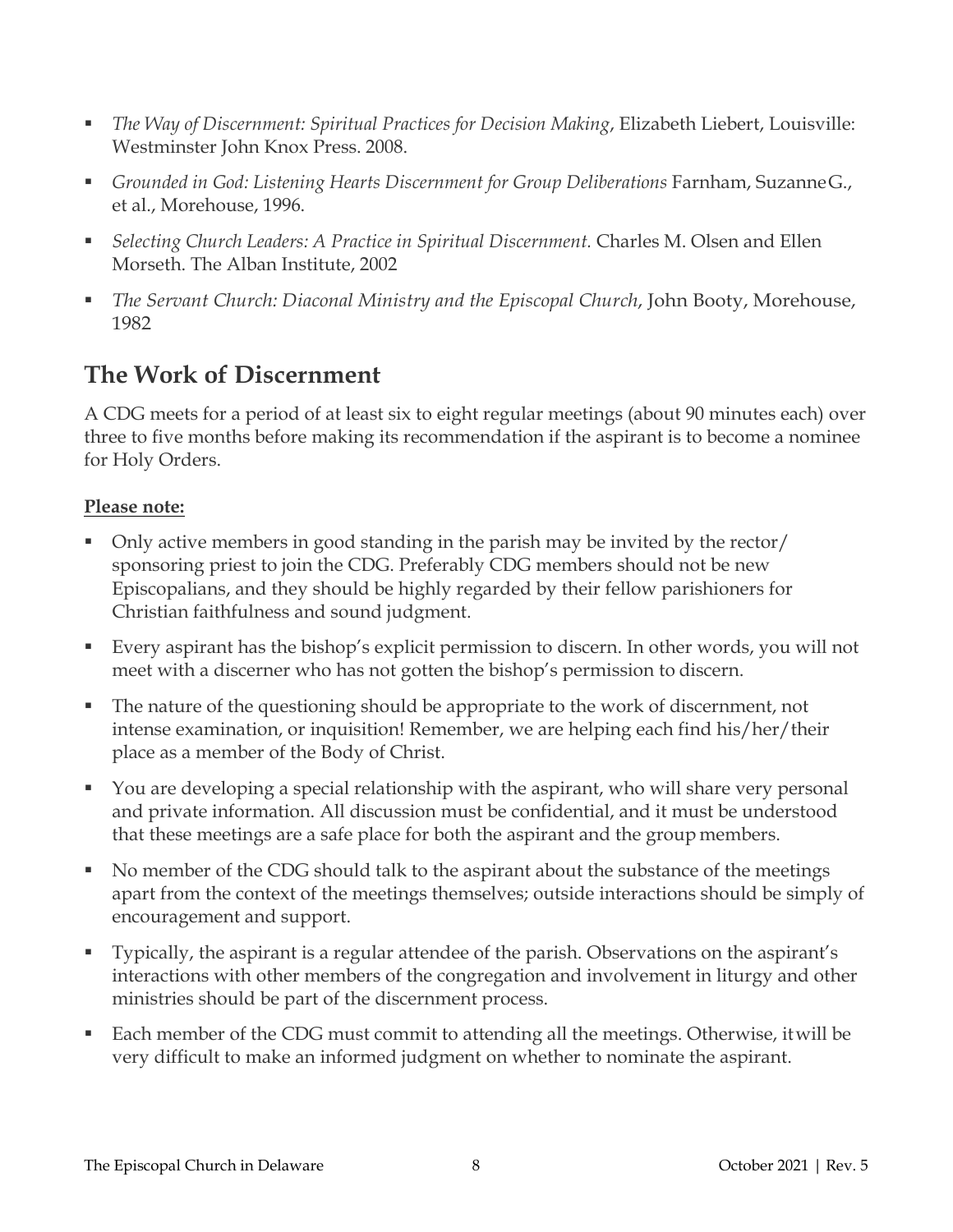- *The Way of Discernment: Spiritual Practices for Decision Making*, Elizabeth Liebert, Louisville: Westminster John Knox Press. 2008.
- *Grounded in God: Listening Hearts Discernment for Group Deliberations* Farnham, Suzanne G., et al., Morehouse, 1996.
- *Selecting Church Leaders: A Practice in Spiritual Discernment.* Charles M. Olsen and Ellen Morseth. The Alban Institute, 2002
- *The Servant Church: Diaconal Ministry and the Episcopal Church*, John Booty, Morehouse, 1982

## The Work of Discernment

A CDG meets for a period of at least six to eight regular meetings (about 90 minutes each) over three to five months before making its recommendation if the aspirant is to become a nominee for Holy Orders.

**Please note:**

- Only active members in good standing in the parish may be invited by the rector/ sponsoring priest to join the CDG. Preferably CDG members should not be new Episcopalians, and they should be highly regarded by their fellow parishioners for Christian faithfulness and sound judgment.
- Every aspirant has the bishop's explicit permission to discern. In other words, you will not meet with a discerner who has not gotten the bishop's permission to discern.
- The nature of the questioning should be appropriate to the work of discernment, not intense examination, or inquisition! Remember, we are helping each find his/her/their place as a member of the Body of Christ.
- You are developing a special relationship with the aspirant, who will share very personal and private information. All discussion must be confidential, and it must be understood that these meetings are a safe place for both the aspirant and the group members.
- No member of the CDG should talk to the aspirant about the substance of the meetings apart from the context of the meetings themselves; outside interactions should be simply of encouragement and support.
- Typically, the aspirant is a regular attendee of the parish. Observations on the aspirant's interactions with other members of the congregation and involvement in liturgy and other ministries should be part of the discernment process.
- Each member of the CDG must commit to attending all the meetings. Otherwise, it will be very difficult to make an informed judgment on whether to nominate the aspirant.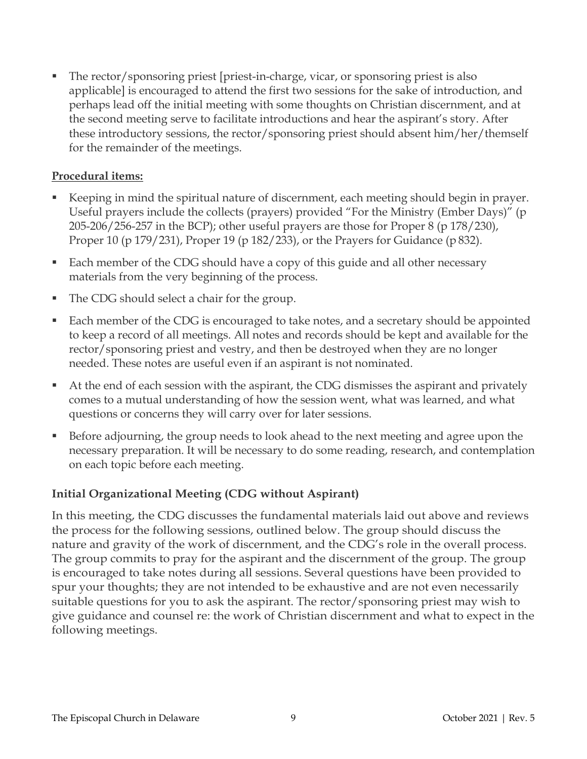- The rector/sponsoring priest [priest-in-charge, vicar, or sponsoring priest is also applicable] is encouraged to attend the first two sessions for the sake of introduction, and perhaps lead off the initial meeting with some thoughts on Christian discernment, and at the second meeting serve to facilitate introductions and hear the aspirant's story. After these introductory sessions, the rector/sponsoring priest should absent him/her/themself for the remainder of the meetings.

**Procedural items:**

- Keeping in mind the spiritual nature of discernment, each meeting should begin in prayer. Useful prayers include the collects (prayers) provided "For the Ministry (Ember Days)" (p 205-206/256-257 in the BCP); other useful prayers are those for Proper 8 (p 178/230), Proper 10 (p 179/231), Proper 19 (p 182/233), or the Prayers for Guidance (p 832).
- Each member of the CDG should have a copy of this guide and all other necessary materials from the very beginning of the process.
- The CDG should select a chair for the group.
- Each member of the CDG is encouraged to take notes, and a secretary should be appointed to keep a record of all meetings. All notes and records should be kept and available for the rector/sponsoring priest and vestry, and then be destroyed when they are no longer needed. These notes are useful even if an aspirant is not nominated.
- At the end of each session with the aspirant, the CDG dismisses the aspirant and privately comes to a mutual understanding of how the session went, what was learned, and what questions or concerns they will carry over for later sessions.
- Before adjourning, the group needs to look ahead to the next meeting and agree upon the necessary preparation. It will be necessary to do some reading, research, and contemplation on each topic before each meeting.

### Initial Organizational Meeting (CDG without Aspirant)

In this meeting, the CDG discusses the fundamental materials laid out above and reviews the process for the following sessions, outlined below. The group should discuss the nature and gravity of the work of discernment, and the CDG's role in the overall process. The group commits to pray for the aspirant and the discernment of the group. The group is encouraged to take notes during all sessions. Several questions have been provided to spur your thoughts; they are not intended to be exhaustive and are not even necessarily suitable questions for you to ask the aspirant. The rector/sponsoring priest may wish to give guidance and counsel re: the work of Christian discernment and what to expect in the following meetings.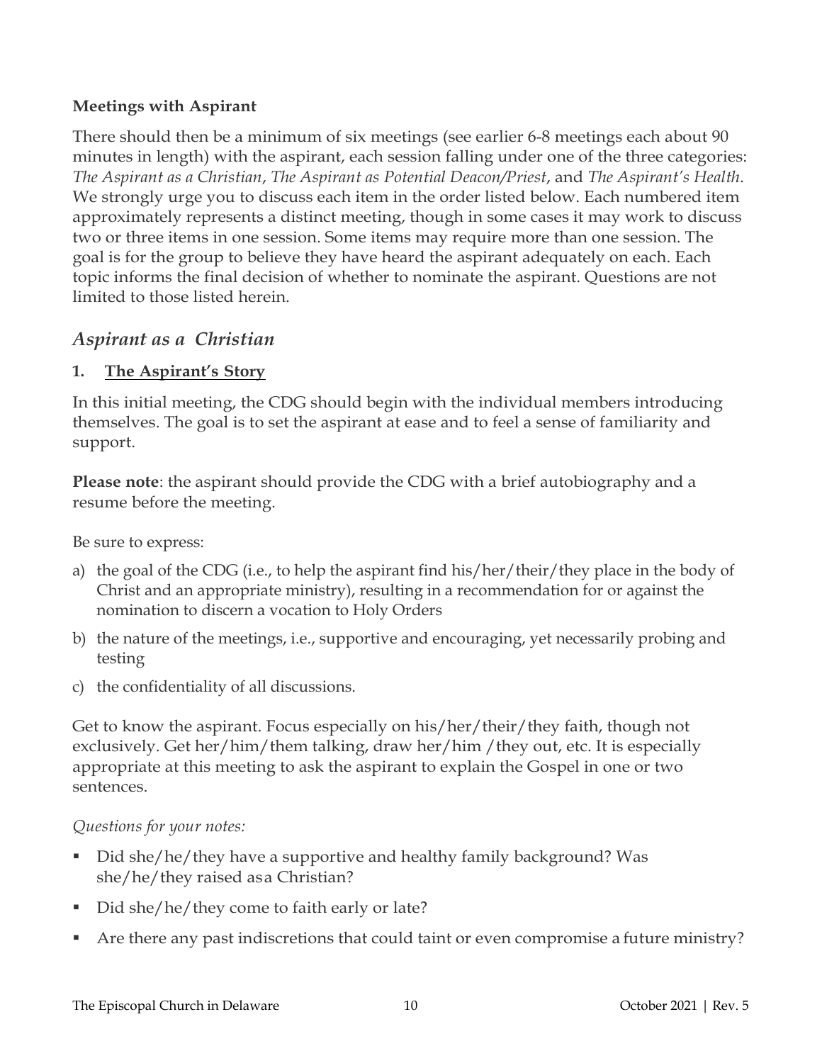**Meetings with Aspirant**

There should then be a minimum of six meetings (see earlier 6-8 meetings each about 90 minutes in length) with the aspirant, each session falling under one of the three categories: *The Aspirant as a Christian*, *The Aspirant as Potential Deacon/Priest*, and *The Aspirant's Health*. We strongly urge you to discuss each item in the order listed below. Each numbered item approximately represents a distinct meeting, though in some cases it may work to discuss two or three items in one session. Some items may require more than one session. The goal is for the group to believe they have heard the aspirant adequately on each. Each topic informs the final decision of whether to nominate the aspirant. Questions are not limited to those listed herein.

## *Aspirant as a Christian*

### 1. <u>The Aspirant's Story</u>

In this initial meeting, the CDG should begin with the individual members introducing themselves. The goal is to set the aspirant at ease and to feel a sense of familiarity and support.

**Please note**: the aspirant should provide the CDG with a brief autobiography and a resume before the meeting.

Be sure to express:

a) the goal of the CDG (i.e., to help the aspirant find his/her/their/they place in the body of Christ and an appropriate ministry), resulting in a recommendation for or against the nomination to discern a vocation to Holy Orders
b) the nature of the meetings, i.e., supportive and encouraging, yet necessarily probing and testing
c) the confidentiality of all discussions.

Get to know the aspirant. Focus especially on his/her/their/they faith, though not exclusively. Get her/him/them talking, draw her/him /they out, etc. It is especially appropriate at this meeting to ask the aspirant to explain the Gospel in one or two sentences.

*Questions for your notes:*

- Did she/he/they have a supportive and healthy family background? Was she/he/they raised asa Christian?
- Did she/he/they come to faith early or late?
- Are there any past indiscretions that could taint or even compromise a future ministry?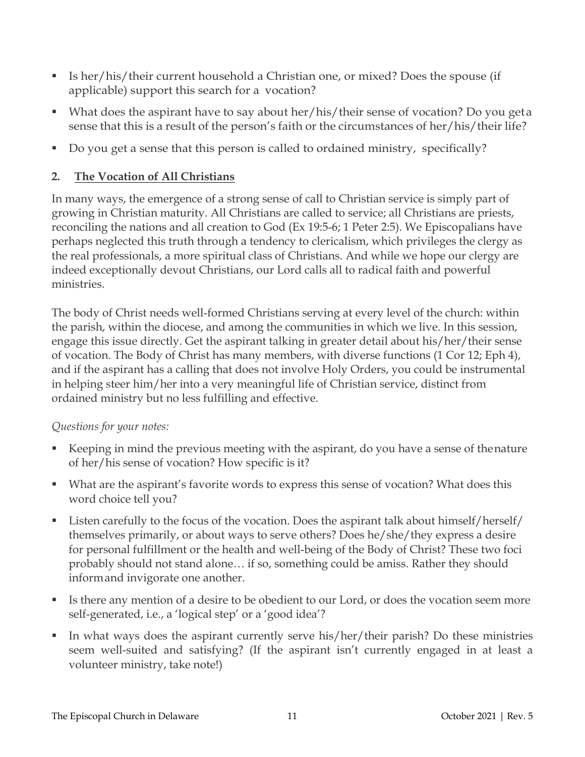- Is her/his/their current household a Christian one, or mixed? Does the spouse (if applicable) support this search for a vocation?
- What does the aspirant have to say about her/his/their sense of vocation? Do you get a sense that this is a result of the person's faith or the circumstances of her/his/their life?
- Do you get a sense that this person is called to ordained ministry, specifically?

## 2. The Vocation of All Christians

In many ways, the emergence of a strong sense of call to Christian service is simply part of growing in Christian maturity. All Christians are called to service; all Christians are priests, reconciling the nations and all creation to God (Ex 19:5-6; 1 Peter 2:5). We Episcopalians have perhaps neglected this truth through a tendency to clericalism, which privileges the clergy as the real professionals, a more spiritual class of Christians. And while we hope our clergy are indeed exceptionally devout Christians, our Lord calls all to radical faith and powerful ministries.

The body of Christ needs well-formed Christians serving at every level of the church: within the parish, within the diocese, and among the communities in which we live. In this session, engage this issue directly. Get the aspirant talking in greater detail about his/her/their sense of vocation. The Body of Christ has many members, with diverse functions (1 Cor 12; Eph 4), and if the aspirant has a calling that does not involve Holy Orders, you could be instrumental in helping steer him/her into a very meaningful life of Christian service, distinct from ordained ministry but no less fulfilling and effective.

*Questions for your notes:*

- Keeping in mind the previous meeting with the aspirant, do you have a sense of the nature of her/his sense of vocation? How specific is it?
- What are the aspirant's favorite words to express this sense of vocation? What does this word choice tell you?
- Listen carefully to the focus of the vocation. Does the aspirant talk about himself/herself/themselves primarily, or about ways to serve others? Does he/she/they express a desire for personal fulfillment or the health and well-being of the Body of Christ? These two foci probably should not stand alone… if so, something could be amiss. Rather they should inform and invigorate one another.
- Is there any mention of a desire to be obedient to our Lord, or does the vocation seem more self-generated, i.e., a 'logical step' or a 'good idea'?
- In what ways does the aspirant currently serve his/her/their parish? Do these ministries seem well-suited and satisfying? (If the aspirant isn't currently engaged in at least a volunteer ministry, take note!)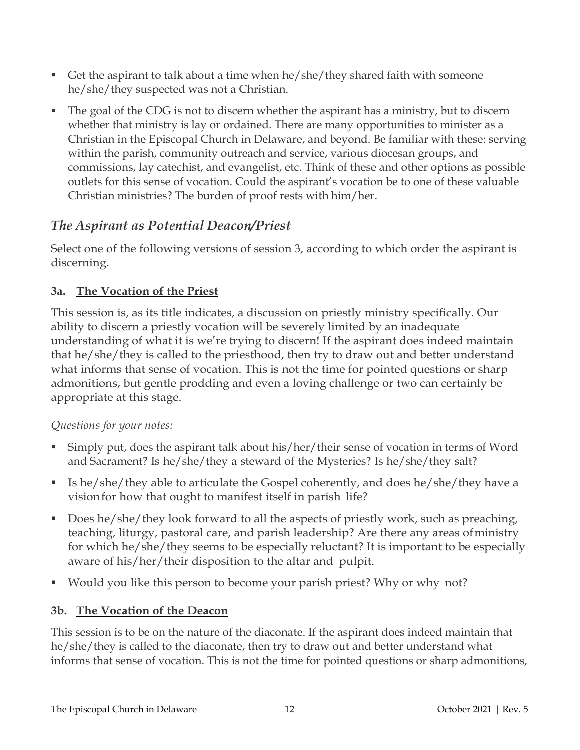- Get the aspirant to talk about a time when he/she/they shared faith with someone he/she/they suspected was not a Christian.
- The goal of the CDG is not to discern whether the aspirant has a ministry, but to discern whether that ministry is lay or ordained. There are many opportunities to minister as a Christian in the Episcopal Church in Delaware, and beyond. Be familiar with these: serving within the parish, community outreach and service, various diocesan groups, and commissions, lay catechist, and evangelist, etc. Think of these and other options as possible outlets for this sense of vocation. Could the aspirant's vocation be to one of these valuable Christian ministries? The burden of proof rests with him/her.

## *The Aspirant as Potential Deacon/Priest*

Select one of the following versions of session 3, according to which order the aspirant is discerning.

### 3a. <u>The Vocation of the Priest</u>

This session is, as its title indicates, a discussion on priestly ministry specifically. Our ability to discern a priestly vocation will be severely limited by an inadequate understanding of what it is we're trying to discern! If the aspirant does indeed maintain that he/she/they is called to the priesthood, then try to draw out and better understand what informs that sense of vocation. This is not the time for pointed questions or sharp admonitions, but gentle prodding and even a loving challenge or two can certainly be appropriate at this stage.

*Questions for your notes:*

- Simply put, does the aspirant talk about his/her/their sense of vocation in terms of Word and Sacrament? Is he/she/they a steward of the Mysteries? Is he/she/they salt?
- Is he/she/they able to articulate the Gospel coherently, and does he/she/they have a vision for how that ought to manifest itself in parish life?
- Does he/she/they look forward to all the aspects of priestly work, such as preaching, teaching, liturgy, pastoral care, and parish leadership? Are there any areas of ministry for which he/she/they seems to be especially reluctant? It is important to be especially aware of his/her/their disposition to the altar and pulpit.
- Would you like this person to become your parish priest? Why or why not?

### 3b. <u>The Vocation of the Deacon</u>

This session is to be on the nature of the diaconate. If the aspirant does indeed maintain that he/she/they is called to the diaconate, then try to draw out and better understand what informs that sense of vocation. This is not the time for pointed questions or sharp admonitions,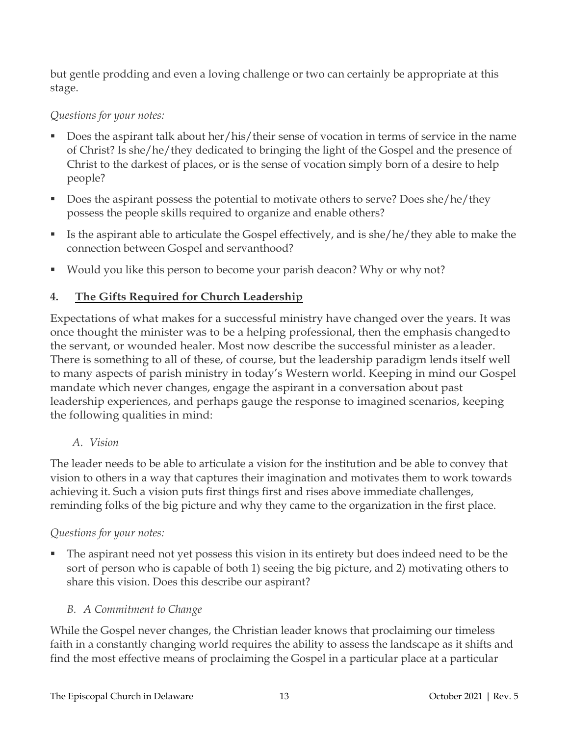but gentle prodding and even a loving challenge or two can certainly be appropriate at this stage.

*Questions for your notes:*

- Does the aspirant talk about her/his/their sense of vocation in terms of service in the name of Christ? Is she/he/they dedicated to bringing the light of the Gospel and the presence of Christ to the darkest of places, or is the sense of vocation simply born of a desire to help people?
- Does the aspirant possess the potential to motivate others to serve? Does she/he/they possess the people skills required to organize and enable others?
- Is the aspirant able to articulate the Gospel effectively, and is she/he/they able to make the connection between Gospel and servanthood?
- Would you like this person to become your parish deacon? Why or why not?

## 4. The Gifts Required for Church Leadership

Expectations of what makes for a successful ministry have changed over the years. It was once thought the minister was to be a helping professional, then the emphasis changed to the servant, or wounded healer. Most now describe the successful minister as a leader. There is something to all of these, of course, but the leadership paradigm lends itself well to many aspects of parish ministry in today's Western world. Keeping in mind our Gospel mandate which never changes, engage the aspirant in a conversation about past leadership experiences, and perhaps gauge the response to imagined scenarios, keeping the following qualities in mind:

### *A. Vision*

The leader needs to be able to articulate a vision for the institution and be able to convey that vision to others in a way that captures their imagination and motivates them to work towards achieving it. Such a vision puts first things first and rises above immediate challenges, reminding folks of the big picture and why they came to the organization in the first place.

*Questions for your notes:*

- The aspirant need not yet possess this vision in its entirety but does indeed need to be the sort of person who is capable of both 1) seeing the big picture, and 2) motivating others to share this vision. Does this describe our aspirant?

### *B. A Commitment to Change*

While the Gospel never changes, the Christian leader knows that proclaiming our timeless faith in a constantly changing world requires the ability to assess the landscape as it shifts and find the most effective means of proclaiming the Gospel in a particular place at a particular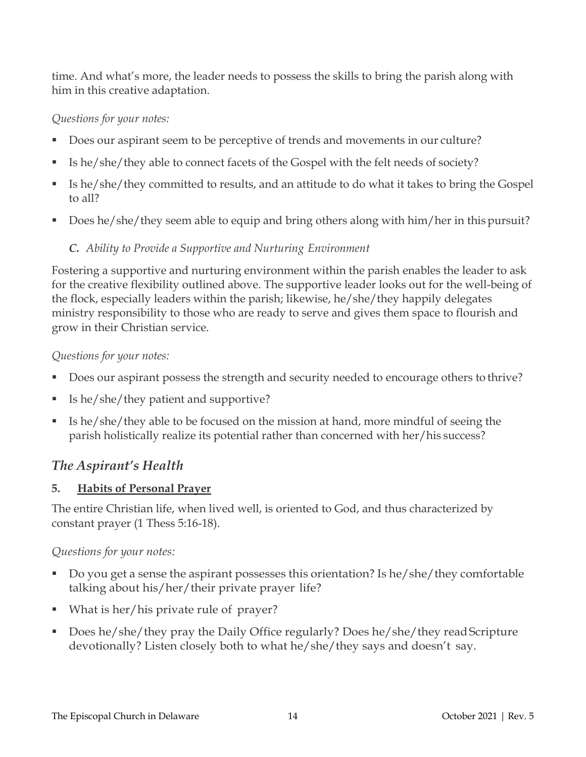time. And what's more, the leader needs to possess the skills to bring the parish along with him in this creative adaptation.

*Questions for your notes:*

- Does our aspirant seem to be perceptive of trends and movements in our culture?
- Is he/she/they able to connect facets of the Gospel with the felt needs of society?
- Is he/she/they committed to results, and an attitude to do what it takes to bring the Gospel to all?
- Does he/she/they seem able to equip and bring others along with him/her in this pursuit?

### *C. Ability to Provide a Supportive and Nurturing Environment*

Fostering a supportive and nurturing environment within the parish enables the leader to ask for the creative flexibility outlined above. The supportive leader looks out for the well-being of the flock, especially leaders within the parish; likewise, he/she/they happily delegates ministry responsibility to those who are ready to serve and gives them space to flourish and grow in their Christian service.

*Questions for your notes:*

- Does our aspirant possess the strength and security needed to encourage others to thrive?
- Is he/she/they patient and supportive?
- Is he/she/they able to be focused on the mission at hand, more mindful of seeing the parish holistically realize its potential rather than concerned with her/his success?

## *The Aspirant's Health*

### 5. <u>Habits of Personal Prayer</u>

The entire Christian life, when lived well, is oriented to God, and thus characterized by constant prayer (1 Thess 5:16-18).

*Questions for your notes:*

- Do you get a sense the aspirant possesses this orientation? Is he/she/they comfortable talking about his/her/their private prayer life?
- What is her/his private rule of prayer?
- Does he/she/they pray the Daily Office regularly? Does he/she/they read Scripture devotionally? Listen closely both to what he/she/they says and doesn't say.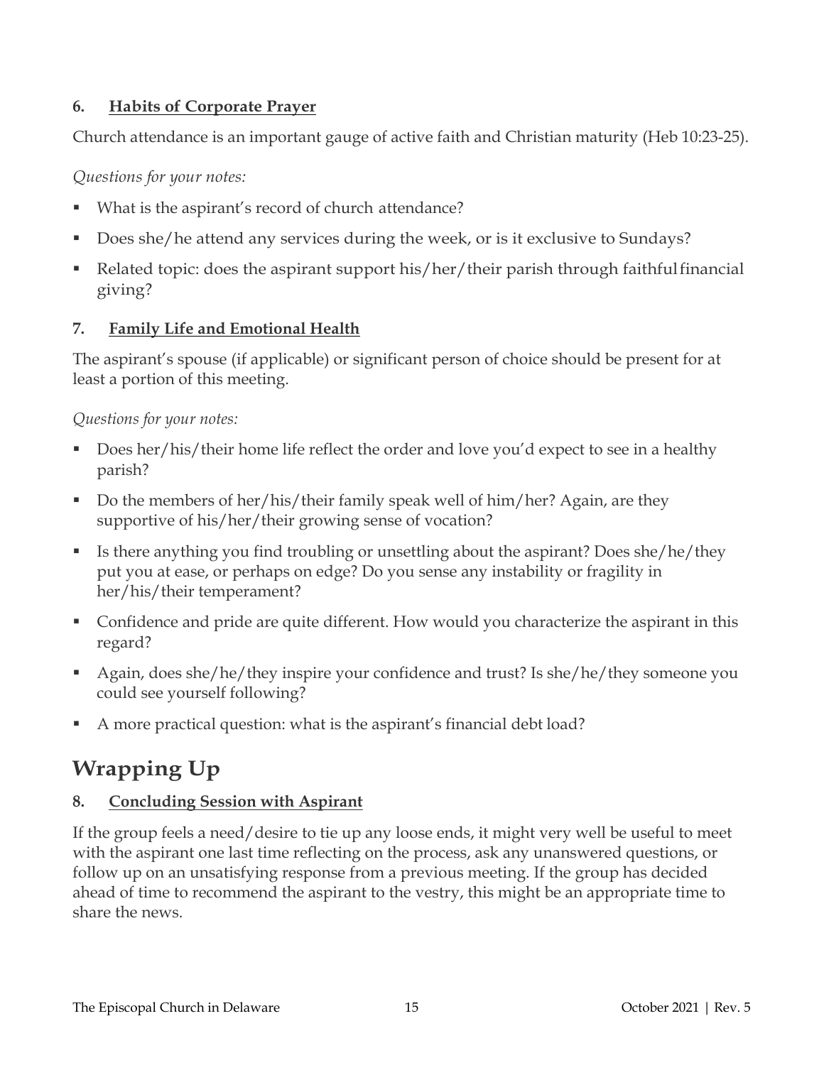### 6. Habits of Corporate Prayer

Church attendance is an important gauge of active faith and Christian maturity (Heb 10:23-25).

*Questions for your notes:*

- What is the aspirant's record of church attendance?
- Does she/he attend any services during the week, or is it exclusive to Sundays?
- Related topic: does the aspirant support his/her/their parish through faithful financial giving?

### 7. Family Life and Emotional Health

The aspirant's spouse (if applicable) or significant person of choice should be present for at least a portion of this meeting.

*Questions for your notes:*

- Does her/his/their home life reflect the order and love you'd expect to see in a healthy parish?
- Do the members of her/his/their family speak well of him/her? Again, are they supportive of his/her/their growing sense of vocation?
- Is there anything you find troubling or unsettling about the aspirant? Does she/he/they put you at ease, or perhaps on edge? Do you sense any instability or fragility in her/his/their temperament?
- Confidence and pride are quite different. How would you characterize the aspirant in this regard?
- Again, does she/he/they inspire your confidence and trust? Is she/he/they someone you could see yourself following?
- A more practical question: what is the aspirant's financial debt load?

## Wrapping Up

### 8. Concluding Session with Aspirant

If the group feels a need/desire to tie up any loose ends, it might very well be useful to meet with the aspirant one last time reflecting on the process, ask any unanswered questions, or follow up on an unsatisfying response from a previous meeting. If the group has decided ahead of time to recommend the aspirant to the vestry, this might be an appropriate time to share the news.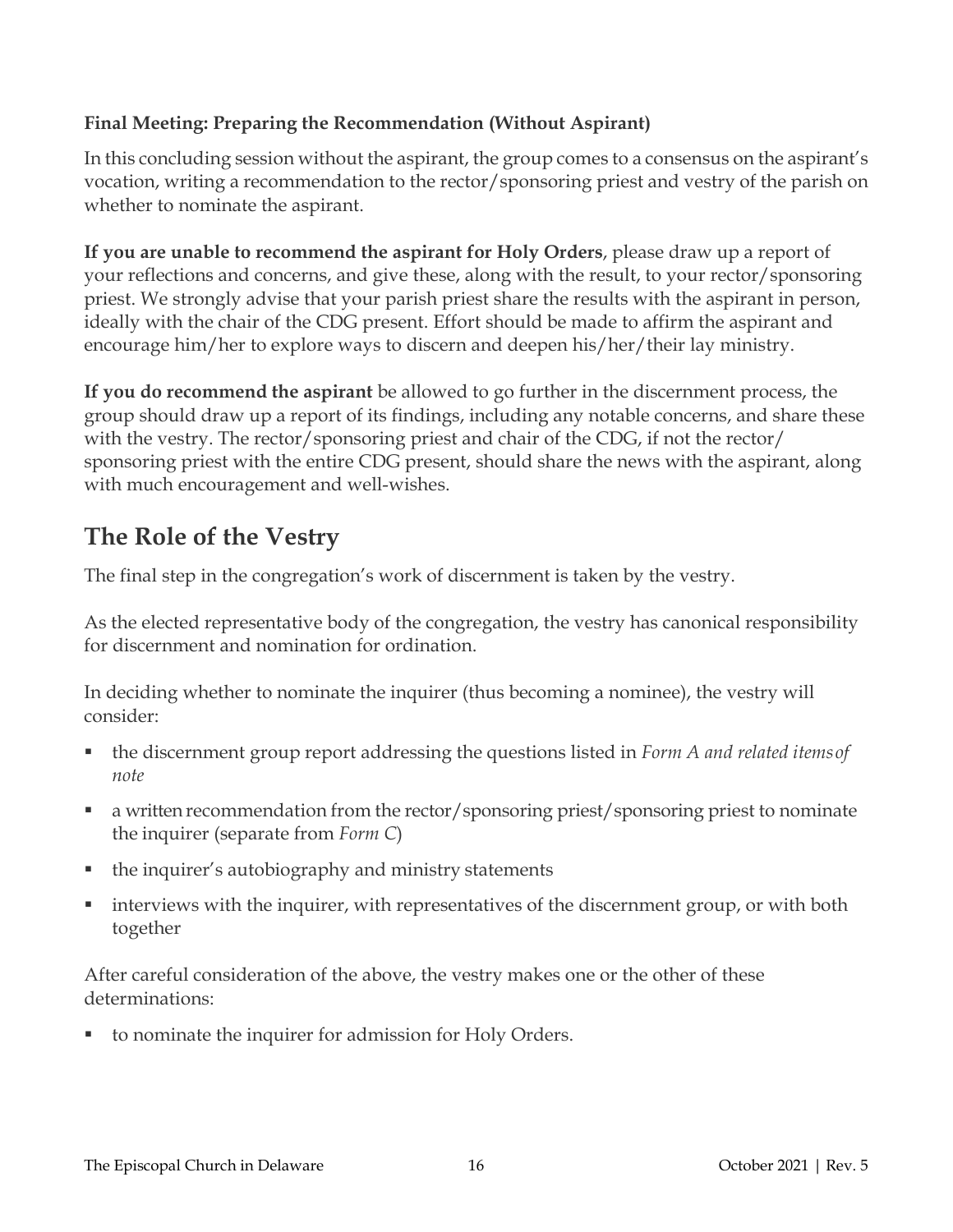**Final Meeting: Preparing the Recommendation (Without Aspirant)**

In this concluding session without the aspirant, the group comes to a consensus on the aspirant's vocation, writing a recommendation to the rector/sponsoring priest and vestry of the parish on whether to nominate the aspirant.

**If you are unable to recommend the aspirant for Holy Orders**, please draw up a report of your reflections and concerns, and give these, along with the result, to your rector/sponsoring priest. We strongly advise that your parish priest share the results with the aspirant in person, ideally with the chair of the CDG present. Effort should be made to affirm the aspirant and encourage him/her to explore ways to discern and deepen his/her/their lay ministry.

**If you do recommend the aspirant** be allowed to go further in the discernment process, the group should draw up a report of its findings, including any notable concerns, and share these with the vestry. The rector/sponsoring priest and chair of the CDG, if not the rector/ sponsoring priest with the entire CDG present, should share the news with the aspirant, along with much encouragement and well-wishes.

## The Role of the Vestry

The final step in the congregation's work of discernment is taken by the vestry.

As the elected representative body of the congregation, the vestry has canonical responsibility for discernment and nomination for ordination.

In deciding whether to nominate the inquirer (thus becoming a nominee), the vestry will consider:

- the discernment group report addressing the questions listed in *Form A and related items of note*
- a written recommendation from the rector/sponsoring priest/sponsoring priest to nominate the inquirer (separate from *Form C*)
- the inquirer's autobiography and ministry statements
- interviews with the inquirer, with representatives of the discernment group, or with both together

After careful consideration of the above, the vestry makes one or the other of these determinations:

- to nominate the inquirer for admission for Holy Orders.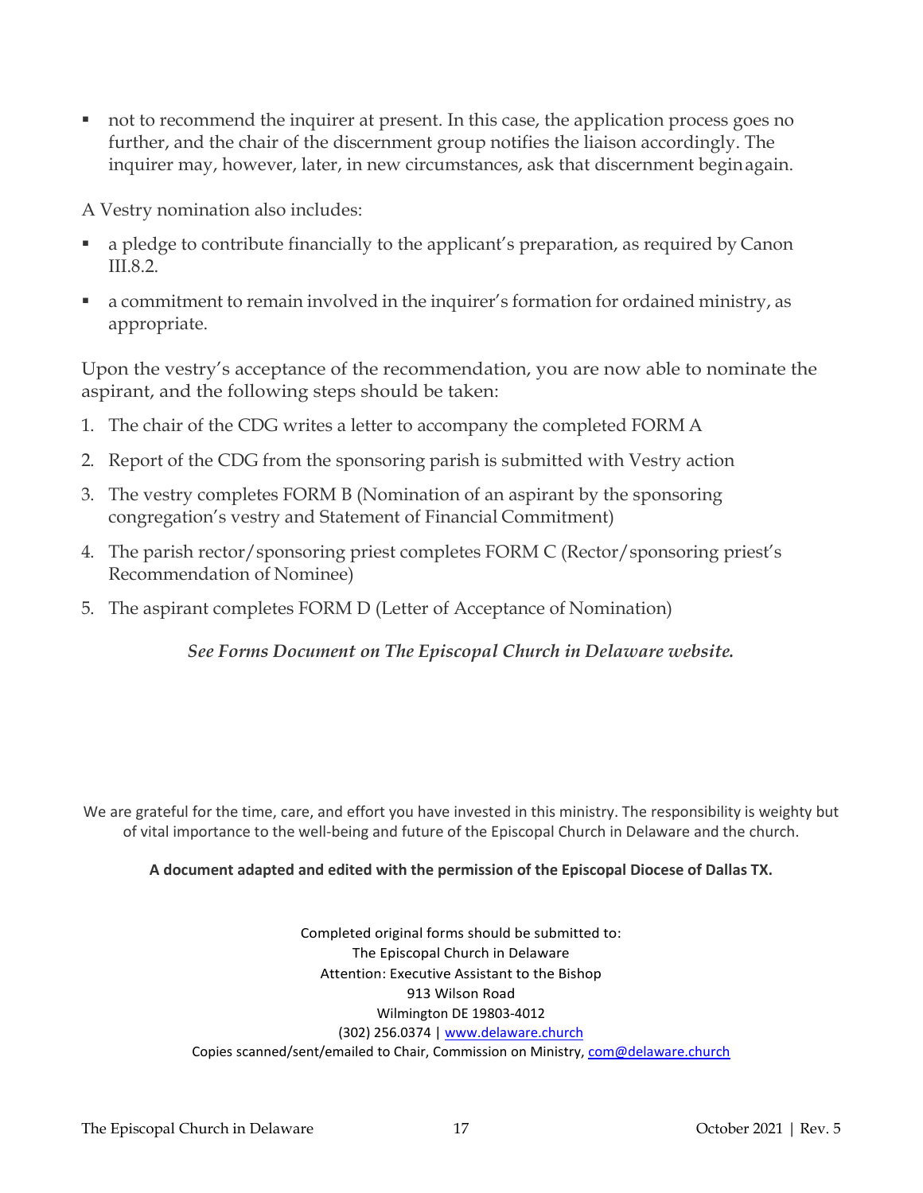- not to recommend the inquirer at present. In this case, the application process goes no further, and the chair of the discernment group notifies the liaison accordingly. The inquirer may, however, later, in new circumstances, ask that discernment begin again.

A Vestry nomination also includes:

- a pledge to contribute financially to the applicant's preparation, as required by Canon III.8.2.
- a commitment to remain involved in the inquirer's formation for ordained ministry, as appropriate.

Upon the vestry's acceptance of the recommendation, you are now able to nominate the aspirant, and the following steps should be taken:

1. The chair of the CDG writes a letter to accompany the completed FORM A
2. Report of the CDG from the sponsoring parish is submitted with Vestry action
3. The vestry completes FORM B (Nomination of an aspirant by the sponsoring congregation's vestry and Statement of Financial Commitment)
4. The parish rector/sponsoring priest completes FORM C (Rector/sponsoring priest's Recommendation of Nominee)
5. The aspirant completes FORM D (Letter of Acceptance of Nomination)

***See Forms Document on The Episcopal Church in Delaware website.***

We are grateful for the time, care, and effort you have invested in this ministry. The responsibility is weighty but of vital importance to the well-being and future of the Episcopal Church in Delaware and the church.

**A document adapted and edited with the permission of the Episcopal Diocese of Dallas TX.**

Completed original forms should be submitted to:
The Episcopal Church in Delaware
Attention: Executive Assistant to the Bishop
913 Wilson Road
Wilmington DE 19803-4012
(302) 256.0374 | www.delaware.church
Copies scanned/sent/emailed to Chair, Commission on Ministry, com@delaware.church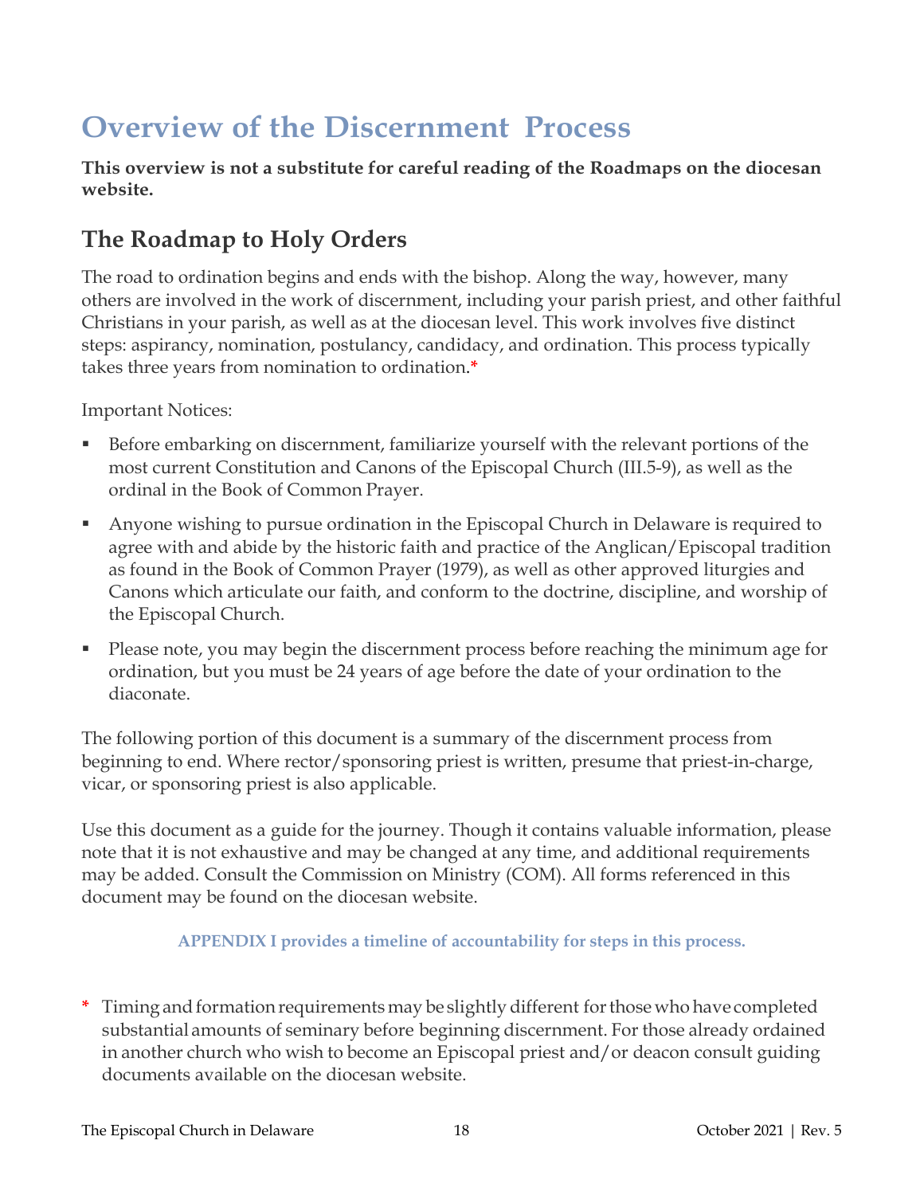# Overview of the Discernment Process

**This overview is not a substitute for careful reading of the Roadmaps on the diocesan website.**

## The Roadmap to Holy Orders

The road to ordination begins and ends with the bishop. Along the way, however, many others are involved in the work of discernment, including your parish priest, and other faithful Christians in your parish, as well as at the diocesan level. This work involves five distinct steps: aspirancy, nomination, postulancy, candidacy, and ordination. This process typically takes three years from nomination to ordination.*

Important Notices:

- Before embarking on discernment, familiarize yourself with the relevant portions of the most current Constitution and Canons of the Episcopal Church (III.5-9), as well as the ordinal in the Book of Common Prayer.
- Anyone wishing to pursue ordination in the Episcopal Church in Delaware is required to agree with and abide by the historic faith and practice of the Anglican/Episcopal tradition as found in the Book of Common Prayer (1979), as well as other approved liturgies and Canons which articulate our faith, and conform to the doctrine, discipline, and worship of the Episcopal Church.
- Please note, you may begin the discernment process before reaching the minimum age for ordination, but you must be 24 years of age before the date of your ordination to the diaconate.

The following portion of this document is a summary of the discernment process from beginning to end. Where rector/sponsoring priest is written, presume that priest-in-charge, vicar, or sponsoring priest is also applicable.

Use this document as a guide for the journey. Though it contains valuable information, please note that it is not exhaustive and may be changed at any time, and additional requirements may be added. Consult the Commission on Ministry (COM). All forms referenced in this document may be found on the diocesan website.

**APPENDIX I provides a timeline of accountability for steps in this process.**

\* Timing and formation requirements may be slightly different for those who have completed substantial amounts of seminary before beginning discernment. For those already ordained in another church who wish to become an Episcopal priest and/or deacon consult guiding documents available on the diocesan website.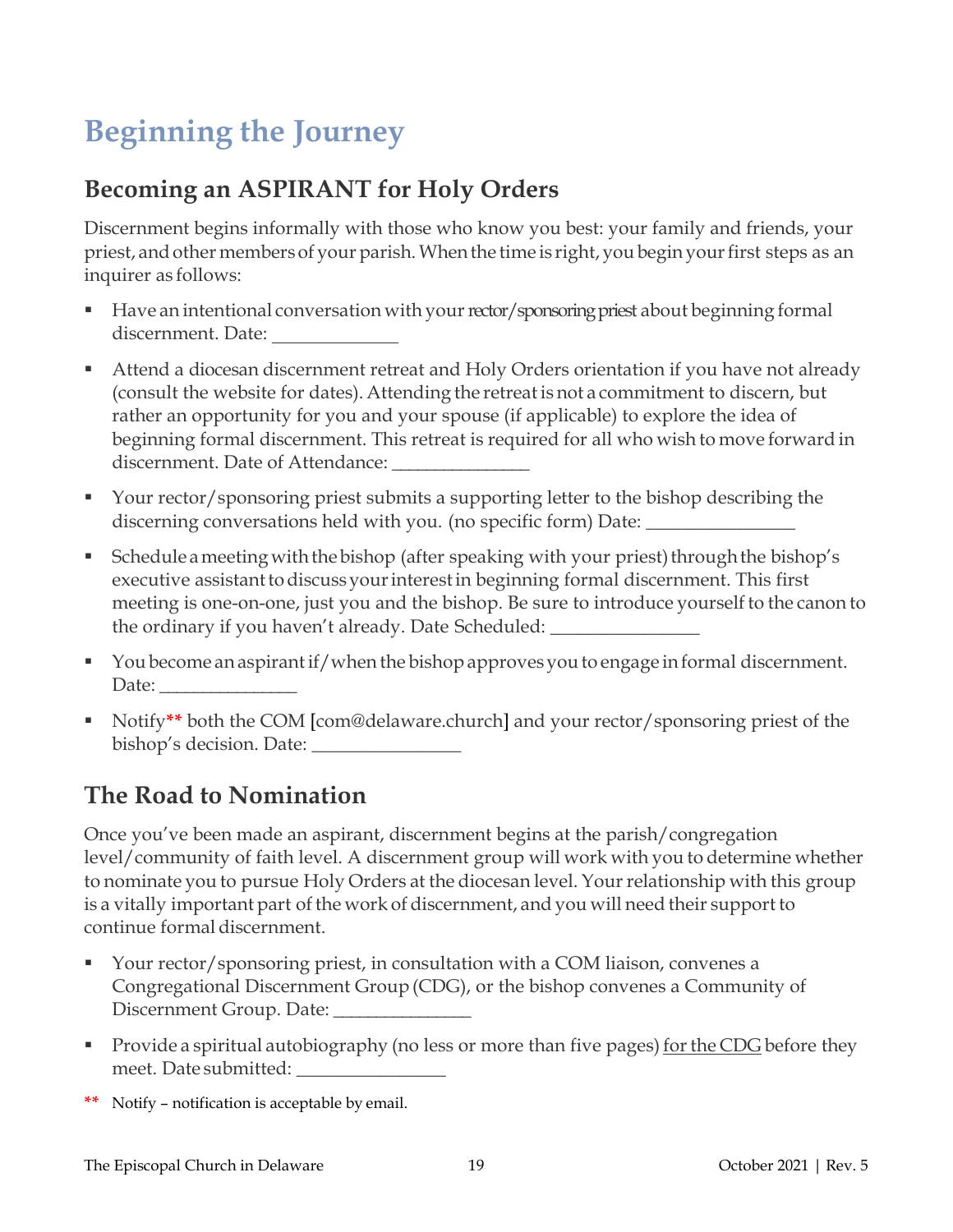# Beginning the Journey

## Becoming an ASPIRANT for Holy Orders

Discernment begins informally with those who know you best: your family and friends, your priest, and other members of your parish. When the time is right, you begin your first steps as an inquirer as follows:

- Have an intentional conversation with your rector/sponsoring priest about beginning formal discernment. Date: _____________
- Attend a diocesan discernment retreat and Holy Orders orientation if you have not already (consult the website for dates). Attending the retreat is not a commitment to discern, but rather an opportunity for you and your spouse (if applicable) to explore the idea of beginning formal discernment. This retreat is required for all who wish to move forward in discernment. Date of Attendance: ______________
- Your rector/sponsoring priest submits a supporting letter to the bishop describing the discerning conversations held with you. (no specific form) Date: _______________
- Schedule a meeting with the bishop (after speaking with your priest) through the bishop's executive assistant to discuss your interest in beginning formal discernment. This first meeting is one-on-one, just you and the bishop. Be sure to introduce yourself to the canon to the ordinary if you haven't already. Date Scheduled: _______________
- You become an aspirant if/when the bishop approves you to engage in formal discernment. Date: ______________
- Notify** both the COM [com@delaware.church] and your rector/sponsoring priest of the bishop's decision. Date: _______________

## The Road to Nomination

Once you've been made an aspirant, discernment begins at the parish/congregation level/community of faith level. A discernment group will work with you to determine whether to nominate you to pursue Holy Orders at the diocesan level. Your relationship with this group is a vitally important part of the work of discernment, and you will need their support to continue formal discernment.

- Your rector/sponsoring priest, in consultation with a COM liaison, convenes a Congregational Discernment Group (CDG), or the bishop convenes a Community of Discernment Group. Date: ______________
- Provide a spiritual autobiography (no less or more than five pages) <u>for the CDG</u> before they meet. Date submitted: _______________

** Notify – notification is acceptable by email.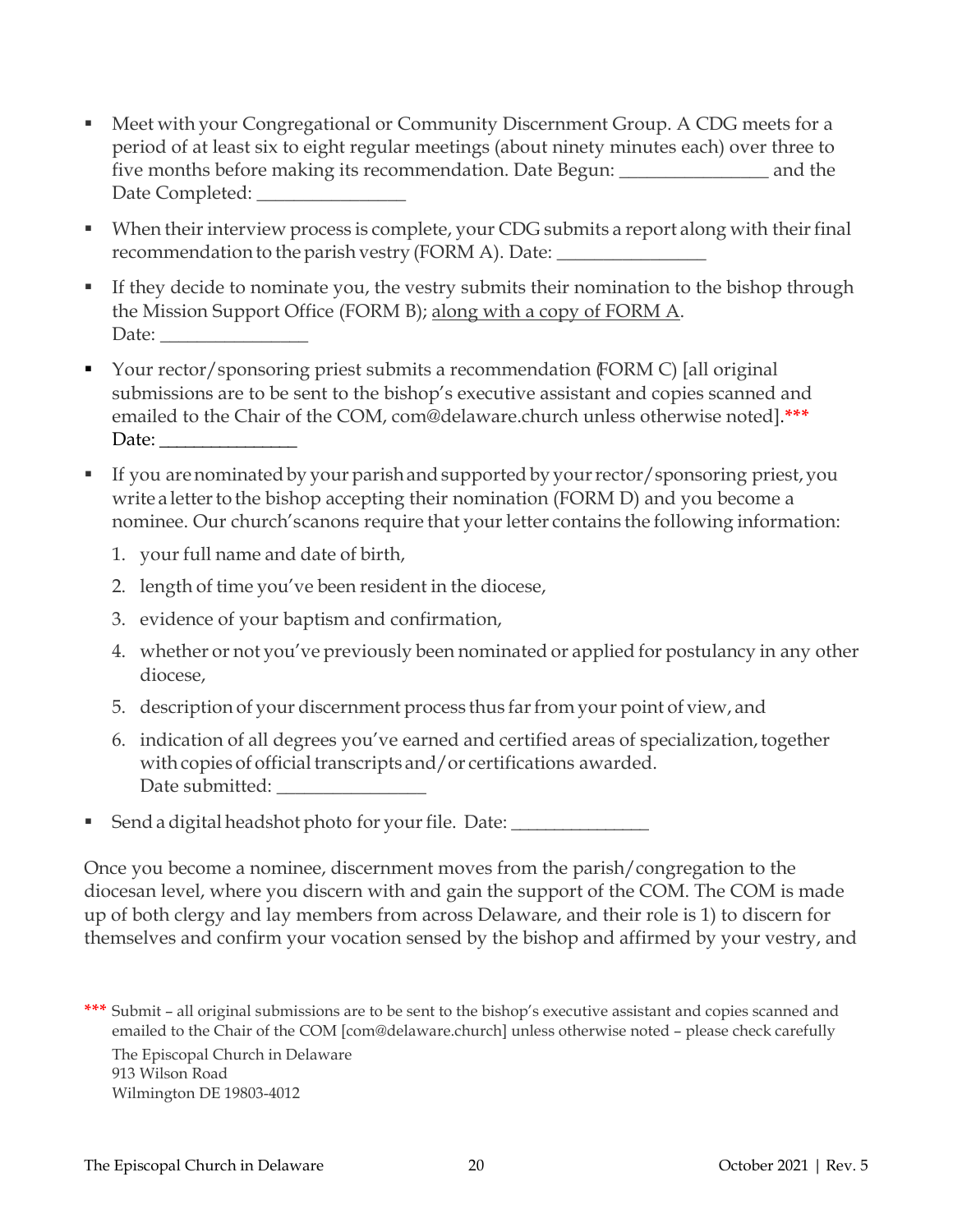- Meet with your Congregational or Community Discernment Group. A CDG meets for a period of at least six to eight regular meetings (about ninety minutes each) over three to five months before making its recommendation. Date Begun: _______________ and the Date Completed: _______________
- When their interview process is complete, your CDG submits a report along with their final recommendation to the parish vestry (FORM A). Date: _______________
- If they decide to nominate you, the vestry submits their nomination to the bishop through the Mission Support Office (FORM B); <u>along with a copy of FORM A</u>. Date: _______________
- Your rector/sponsoring priest submits a recommendation (FORM C) [all original submissions are to be sent to the bishop's executive assistant and copies scanned and emailed to the Chair of the COM, com@delaware.church unless otherwise noted].*** Date: _______________
- If you are nominated by your parish and supported by your rector/sponsoring priest, you write a letter to the bishop accepting their nomination (FORM D) and you become a nominee. Our church's canons require that your letter contains the following information:
  1. your full name and date of birth,
  2. length of time you've been resident in the diocese,
  3. evidence of your baptism and confirmation,
  4. whether or not you've previously been nominated or applied for postulancy in any other diocese,
  5. description of your discernment process thus far from your point of view, and
  6. indication of all degrees you've earned and certified areas of specialization, together with copies of official transcripts and/or certifications awarded. Date submitted: _______________
- Send a digital headshot photo for your file. Date: _______________

Once you become a nominee, discernment moves from the parish/congregation to the diocesan level, where you discern with and gain the support of the COM. The COM is made up of both clergy and lay members from across Delaware, and their role is 1) to discern for themselves and confirm your vocation sensed by the bishop and affirmed by your vestry, and

*** Submit – all original submissions are to be sent to the bishop's executive assistant and copies scanned and emailed to the Chair of the COM [com@delaware.church] unless otherwise noted – please check carefully

The Episcopal Church in Delaware
913 Wilson Road
Wilmington DE 19803-4012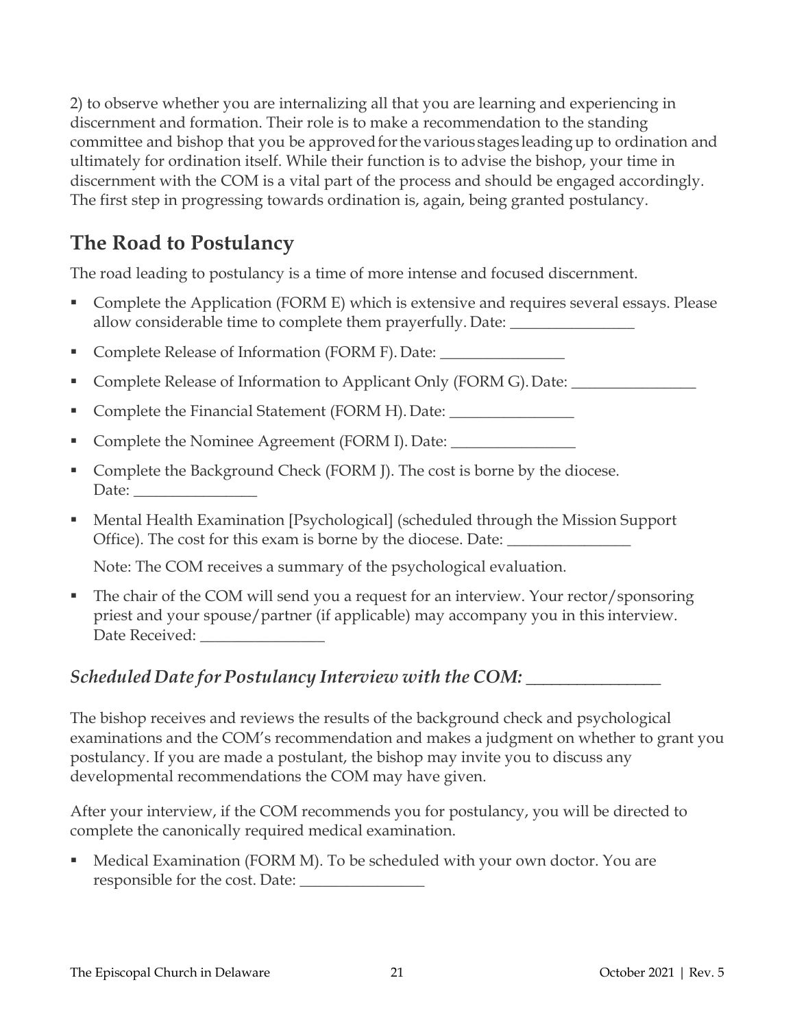2) to observe whether you are internalizing all that you are learning and experiencing in discernment and formation. Their role is to make a recommendation to the standing committee and bishop that you be approved for the various stages leading up to ordination and ultimately for ordination itself. While their function is to advise the bishop, your time in discernment with the COM is a vital part of the process and should be engaged accordingly. The first step in progressing towards ordination is, again, being granted postulancy.

## The Road to Postulancy

The road leading to postulancy is a time of more intense and focused discernment.

- Complete the Application (FORM E) which is extensive and requires several essays. Please allow considerable time to complete them prayerfully. Date: ________________
- Complete Release of Information (FORM F). Date: ________________
- Complete Release of Information to Applicant Only (FORM G). Date: ________________
- Complete the Financial Statement (FORM H). Date: ________________
- Complete the Nominee Agreement (FORM I). Date: ________________
- Complete the Background Check (FORM J). The cost is borne by the diocese. Date: ________________
- Mental Health Examination [Psychological] (scheduled through the Mission Support Office). The cost for this exam is borne by the diocese. Date: ________________

  Note: The COM receives a summary of the psychological evaluation.
- The chair of the COM will send you a request for an interview. Your rector/sponsoring priest and your spouse/partner (if applicable) may accompany you in this interview. Date Received: ________________

### *Scheduled Date for Postulancy Interview with the COM: ________________*

The bishop receives and reviews the results of the background check and psychological examinations and the COM's recommendation and makes a judgment on whether to grant you postulancy. If you are made a postulant, the bishop may invite you to discuss any developmental recommendations the COM may have given.

After your interview, if the COM recommends you for postulancy, you will be directed to complete the canonically required medical examination.

- Medical Examination (FORM M). To be scheduled with your own doctor. You are responsible for the cost. Date: ________________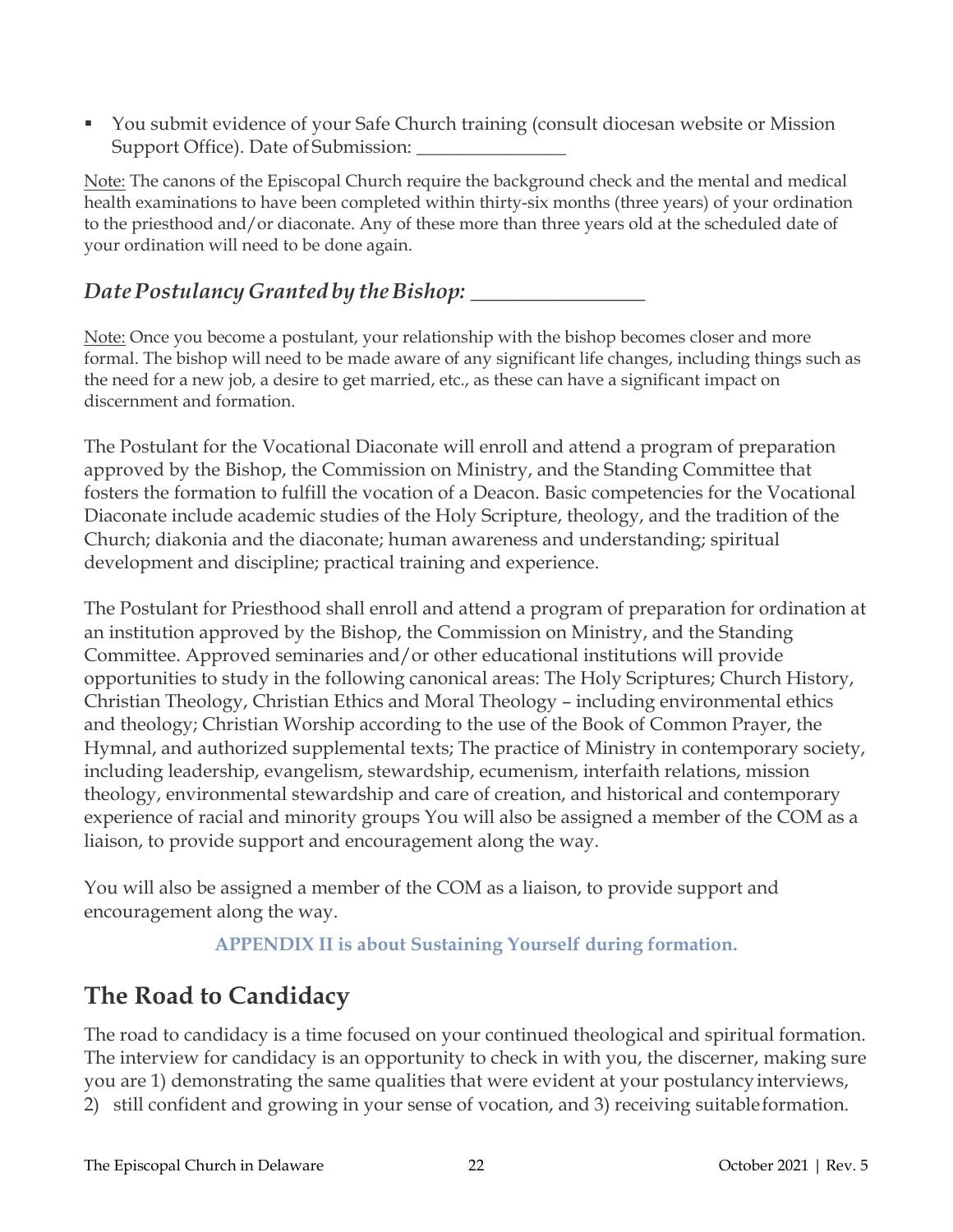- You submit evidence of your Safe Church training (consult diocesan website or Mission Support Office). Date of Submission: ________________

Note: The canons of the Episcopal Church require the background check and the mental and medical health examinations to have been completed within thirty-six months (three years) of your ordination to the priesthood and/or diaconate. Any of these more than three years old at the scheduled date of your ordination will need to be done again.

### *Date Postulancy Granted by the Bishop: _________________*

Note: Once you become a postulant, your relationship with the bishop becomes closer and more formal. The bishop will need to be made aware of any significant life changes, including things such as the need for a new job, a desire to get married, etc., as these can have a significant impact on discernment and formation.

The Postulant for the Vocational Diaconate will enroll and attend a program of preparation approved by the Bishop, the Commission on Ministry, and the Standing Committee that fosters the formation to fulfill the vocation of a Deacon. Basic competencies for the Vocational Diaconate include academic studies of the Holy Scripture, theology, and the tradition of the Church; diakonia and the diaconate; human awareness and understanding; spiritual development and discipline; practical training and experience.

The Postulant for Priesthood shall enroll and attend a program of preparation for ordination at an institution approved by the Bishop, the Commission on Ministry, and the Standing Committee. Approved seminaries and/or other educational institutions will provide opportunities to study in the following canonical areas: The Holy Scriptures; Church History, Christian Theology, Christian Ethics and Moral Theology – including environmental ethics and theology; Christian Worship according to the use of the Book of Common Prayer, the Hymnal, and authorized supplemental texts; The practice of Ministry in contemporary society, including leadership, evangelism, stewardship, ecumenism, interfaith relations, mission theology, environmental stewardship and care of creation, and historical and contemporary experience of racial and minority groups You will also be assigned a member of the COM as a liaison, to provide support and encouragement along the way.

You will also be assigned a member of the COM as a liaison, to provide support and encouragement along the way.

**APPENDIX II is about Sustaining Yourself during formation.**

## The Road to Candidacy

The road to candidacy is a time focused on your continued theological and spiritual formation. The interview for candidacy is an opportunity to check in with you, the discerner, making sure you are 1) demonstrating the same qualities that were evident at your postulancy interviews, 2) still confident and growing in your sense of vocation, and 3) receiving suitable formation.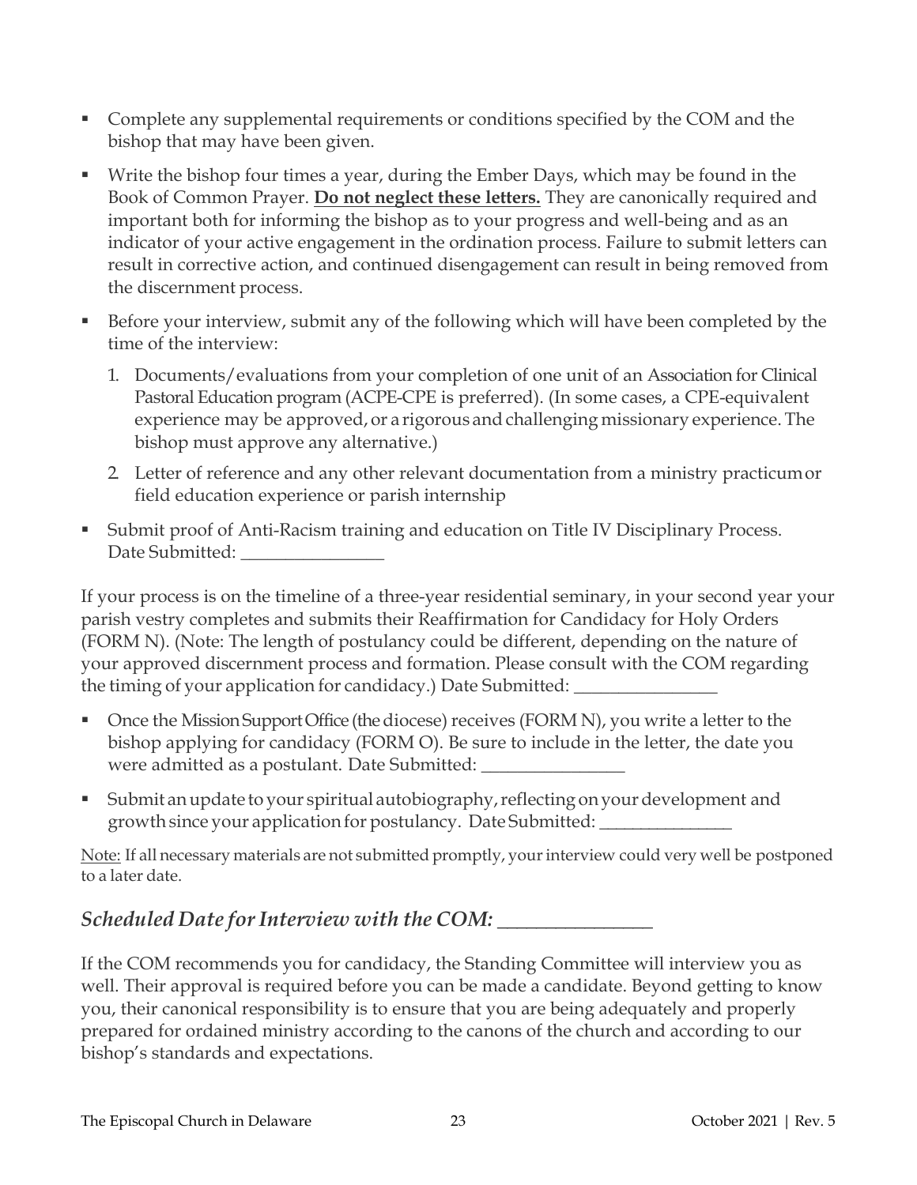- Complete any supplemental requirements or conditions specified by the COM and the bishop that may have been given.
- Write the bishop four times a year, during the Ember Days, which may be found in the Book of Common Prayer. **Do not neglect these letters.** They are canonically required and important both for informing the bishop as to your progress and well-being and as an indicator of your active engagement in the ordination process. Failure to submit letters can result in corrective action, and continued disengagement can result in being removed from the discernment process.
- Before your interview, submit any of the following which will have been completed by the time of the interview:
  1. Documents/evaluations from your completion of one unit of an Association for Clinical Pastoral Education program (ACPE-CPE is preferred). (In some cases, a CPE-equivalent experience may be approved, or a rigorous and challenging missionary experience. The bishop must approve any alternative.)
  2. Letter of reference and any other relevant documentation from a ministry practicum or field education experience or parish internship
- Submit proof of Anti-Racism training and education on Title IV Disciplinary Process. Date Submitted: ________________

If your process is on the timeline of a three-year residential seminary, in your second year your parish vestry completes and submits their Reaffirmation for Candidacy for Holy Orders (FORM N). (Note: The length of postulancy could be different, depending on the nature of your approved discernment process and formation. Please consult with the COM regarding the timing of your application for candidacy.) Date Submitted: ________________

- Once the Mission Support Office (the diocese) receives (FORM N), you write a letter to the bishop applying for candidacy (FORM O). Be sure to include in the letter, the date you were admitted as a postulant. Date Submitted: ________________
- Submit an update to your spiritual autobiography, reflecting on your development and growth since your application for postulancy. Date Submitted: _______________

Note: If all necessary materials are not submitted promptly, your interview could very well be postponed to a later date.

## *Scheduled Date for Interview with the COM: ________________*

If the COM recommends you for candidacy, the Standing Committee will interview you as well. Their approval is required before you can be made a candidate. Beyond getting to know you, their canonical responsibility is to ensure that you are being adequately and properly prepared for ordained ministry according to the canons of the church and according to our bishop's standards and expectations.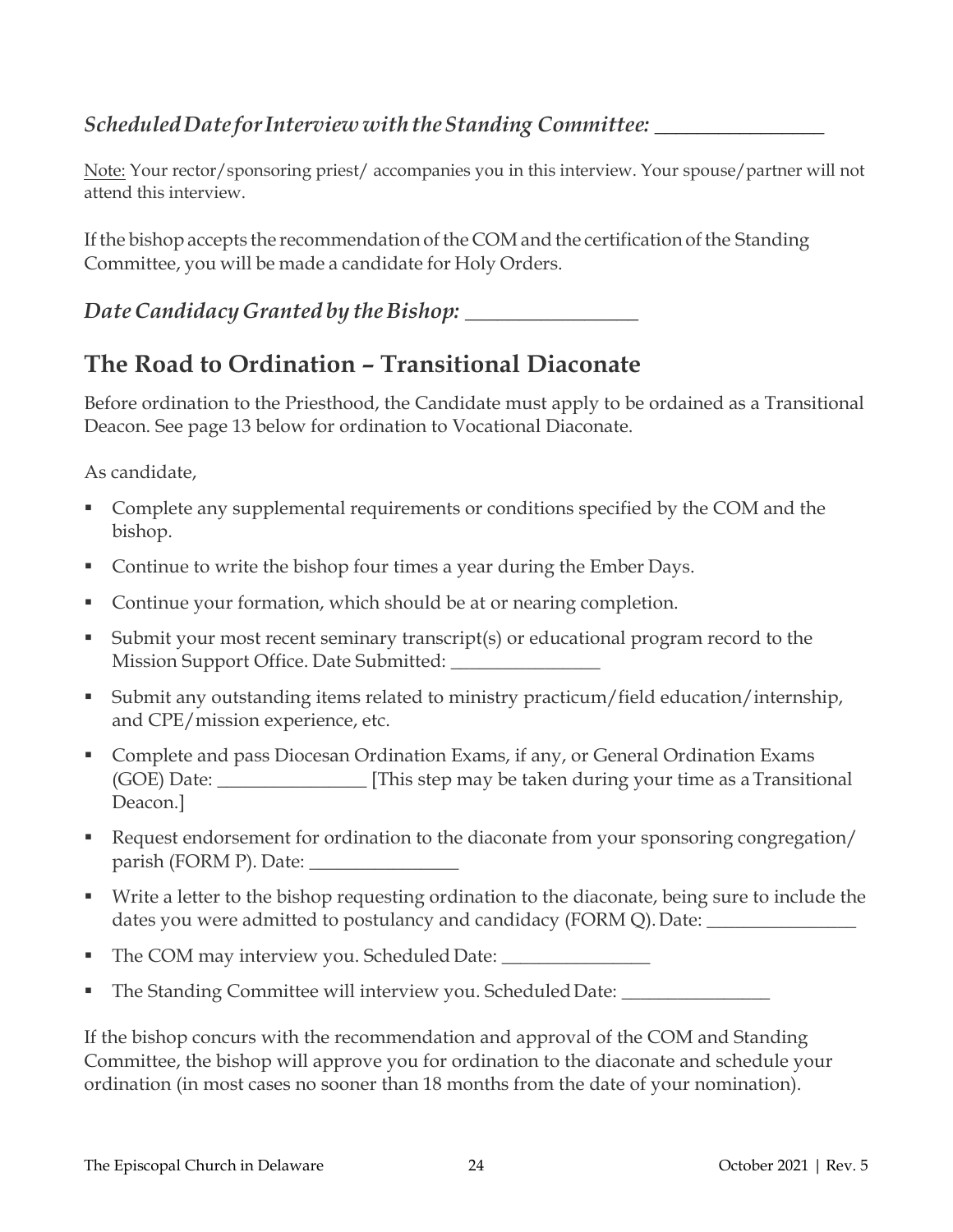*Scheduled Date for Interview with the Standing Committee:* ________________

Note: Your rector/sponsoring priest/ accompanies you in this interview. Your spouse/partner will not attend this interview.

If the bishop accepts the recommendation of the COM and the certification of the Standing Committee, you will be made a candidate for Holy Orders.

*Date Candidacy Granted by the Bishop:* ________________

## The Road to Ordination – Transitional Diaconate

Before ordination to the Priesthood, the Candidate must apply to be ordained as a Transitional Deacon. See page 13 below for ordination to Vocational Diaconate.

As candidate,

- Complete any supplemental requirements or conditions specified by the COM and the bishop.
- Continue to write the bishop four times a year during the Ember Days.
- Continue your formation, which should be at or nearing completion.
- Submit your most recent seminary transcript(s) or educational program record to the Mission Support Office. Date Submitted: ________________
- Submit any outstanding items related to ministry practicum/field education/internship, and CPE/mission experience, etc.
- Complete and pass Diocesan Ordination Exams, if any, or General Ordination Exams (GOE) Date: ________________ [This step may be taken during your time as a Transitional Deacon.]
- Request endorsement for ordination to the diaconate from your sponsoring congregation/ parish (FORM P). Date: ________________
- Write a letter to the bishop requesting ordination to the diaconate, being sure to include the dates you were admitted to postulancy and candidacy (FORM Q). Date: ________________
- The COM may interview you. Scheduled Date: ________________
- The Standing Committee will interview you. Scheduled Date: ________________

If the bishop concurs with the recommendation and approval of the COM and Standing Committee, the bishop will approve you for ordination to the diaconate and schedule your ordination (in most cases no sooner than 18 months from the date of your nomination).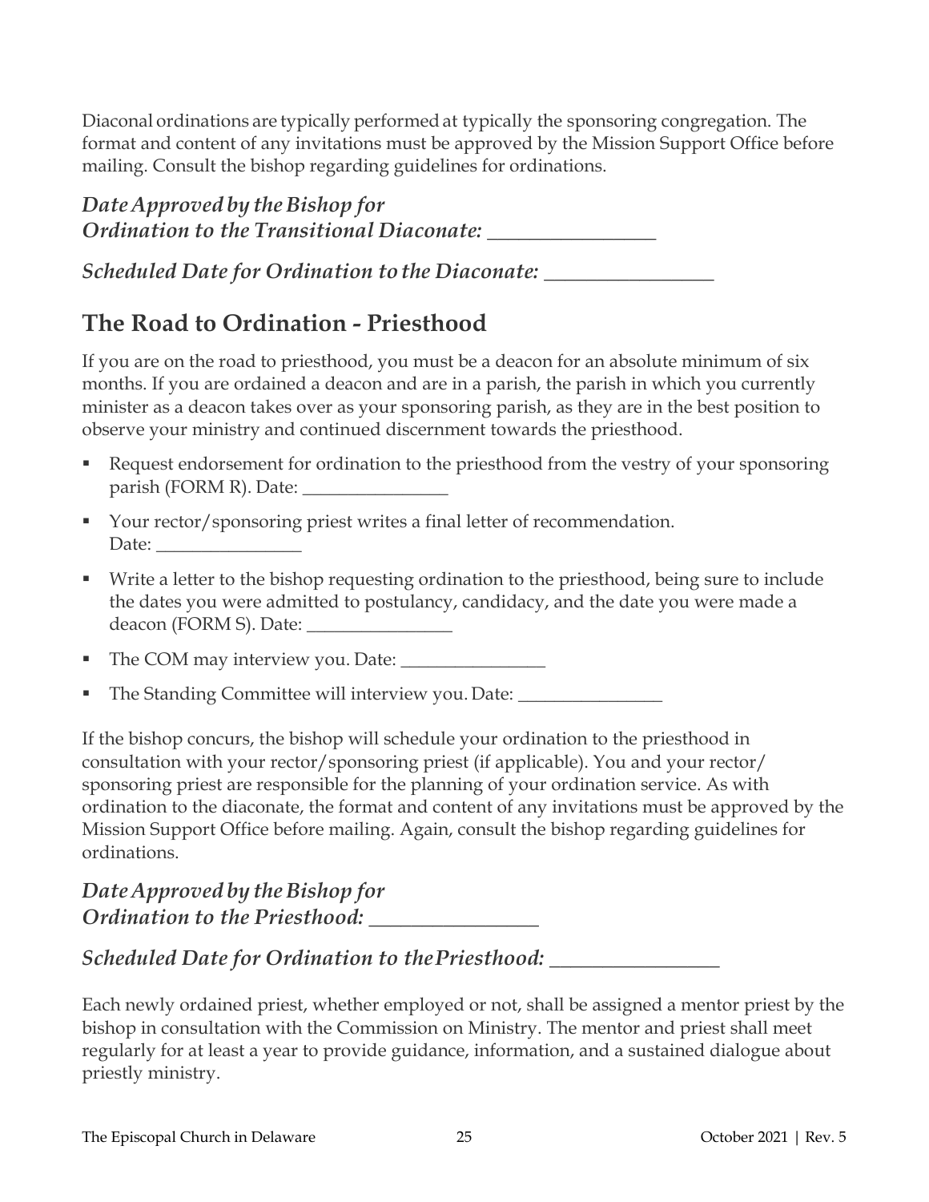Diaconal ordinations are typically performed at typically the sponsoring congregation. The format and content of any invitations must be approved by the Mission Support Office before mailing. Consult the bishop regarding guidelines for ordinations.

***Date Approved by the Bishop for Ordination to the Transitional Diaconate: ________________***

***Scheduled Date for Ordination to the Diaconate: ________________***

## The Road to Ordination - Priesthood

If you are on the road to priesthood, you must be a deacon for an absolute minimum of six months. If you are ordained a deacon and are in a parish, the parish in which you currently minister as a deacon takes over as your sponsoring parish, as they are in the best position to observe your ministry and continued discernment towards the priesthood.

- Request endorsement for ordination to the priesthood from the vestry of your sponsoring parish (FORM R). Date: ________________
- Your rector/sponsoring priest writes a final letter of recommendation. Date: ________________
- Write a letter to the bishop requesting ordination to the priesthood, being sure to include the dates you were admitted to postulancy, candidacy, and the date you were made a deacon (FORM S). Date: ________________
- The COM may interview you. Date: ________________
- The Standing Committee will interview you. Date: ________________

If the bishop concurs, the bishop will schedule your ordination to the priesthood in consultation with your rector/sponsoring priest (if applicable). You and your rector/sponsoring priest are responsible for the planning of your ordination service. As with ordination to the diaconate, the format and content of any invitations must be approved by the Mission Support Office before mailing. Again, consult the bishop regarding guidelines for ordinations.

***Date Approved by the Bishop for Ordination to the Priesthood: ________________***

***Scheduled Date for Ordination to the Priesthood: ________________***

Each newly ordained priest, whether employed or not, shall be assigned a mentor priest by the bishop in consultation with the Commission on Ministry. The mentor and priest shall meet regularly for at least a year to provide guidance, information, and a sustained dialogue about priestly ministry.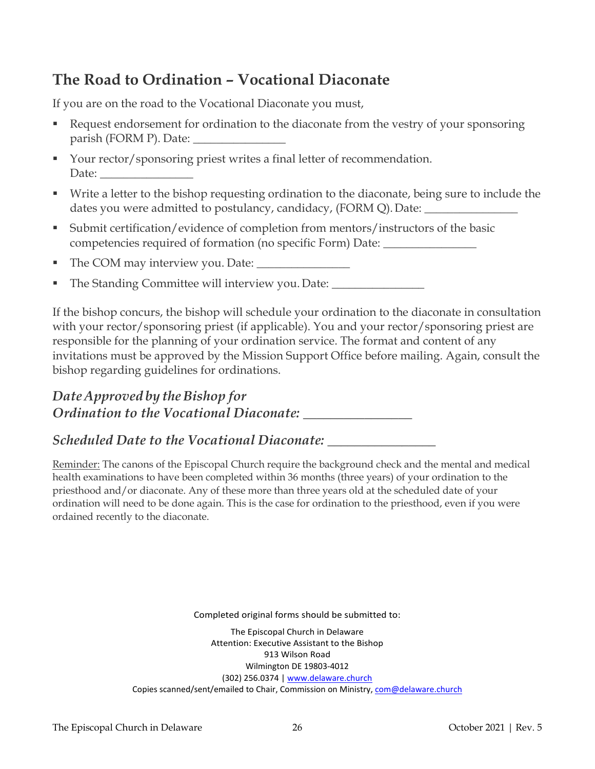## The Road to Ordination – Vocational Diaconate

If you are on the road to the Vocational Diaconate you must,

- Request endorsement for ordination to the diaconate from the vestry of your sponsoring parish (FORM P). Date: ________________
- Your rector/sponsoring priest writes a final letter of recommendation. Date: ________________
- Write a letter to the bishop requesting ordination to the diaconate, being sure to include the dates you were admitted to postulancy, candidacy, (FORM Q). Date: ________________
- Submit certification/evidence of completion from mentors/instructors of the basic competencies required of formation (no specific Form) Date: ________________
- The COM may interview you. Date: ________________
- The Standing Committee will interview you. Date: ________________

If the bishop concurs, the bishop will schedule your ordination to the diaconate in consultation with your rector/sponsoring priest (if applicable). You and your rector/sponsoring priest are responsible for the planning of your ordination service. The format and content of any invitations must be approved by the Mission Support Office before mailing. Again, consult the bishop regarding guidelines for ordinations.

### *Date Approved by the Bishop for Ordination to the Vocational Diaconate: ________________*

### *Scheduled Date to the Vocational Diaconate: ________________*

Reminder: The canons of the Episcopal Church require the background check and the mental and medical health examinations to have been completed within 36 months (three years) of your ordination to the priesthood and/or diaconate. Any of these more than three years old at the scheduled date of your ordination will need to be done again. This is the case for ordination to the priesthood, even if you were ordained recently to the diaconate.

Completed original forms should be submitted to:

The Episcopal Church in Delaware
Attention: Executive Assistant to the Bishop
913 Wilson Road
Wilmington DE 19803-4012
(302) 256.0374 | www.delaware.church
Copies scanned/sent/emailed to Chair, Commission on Ministry, com@delaware.church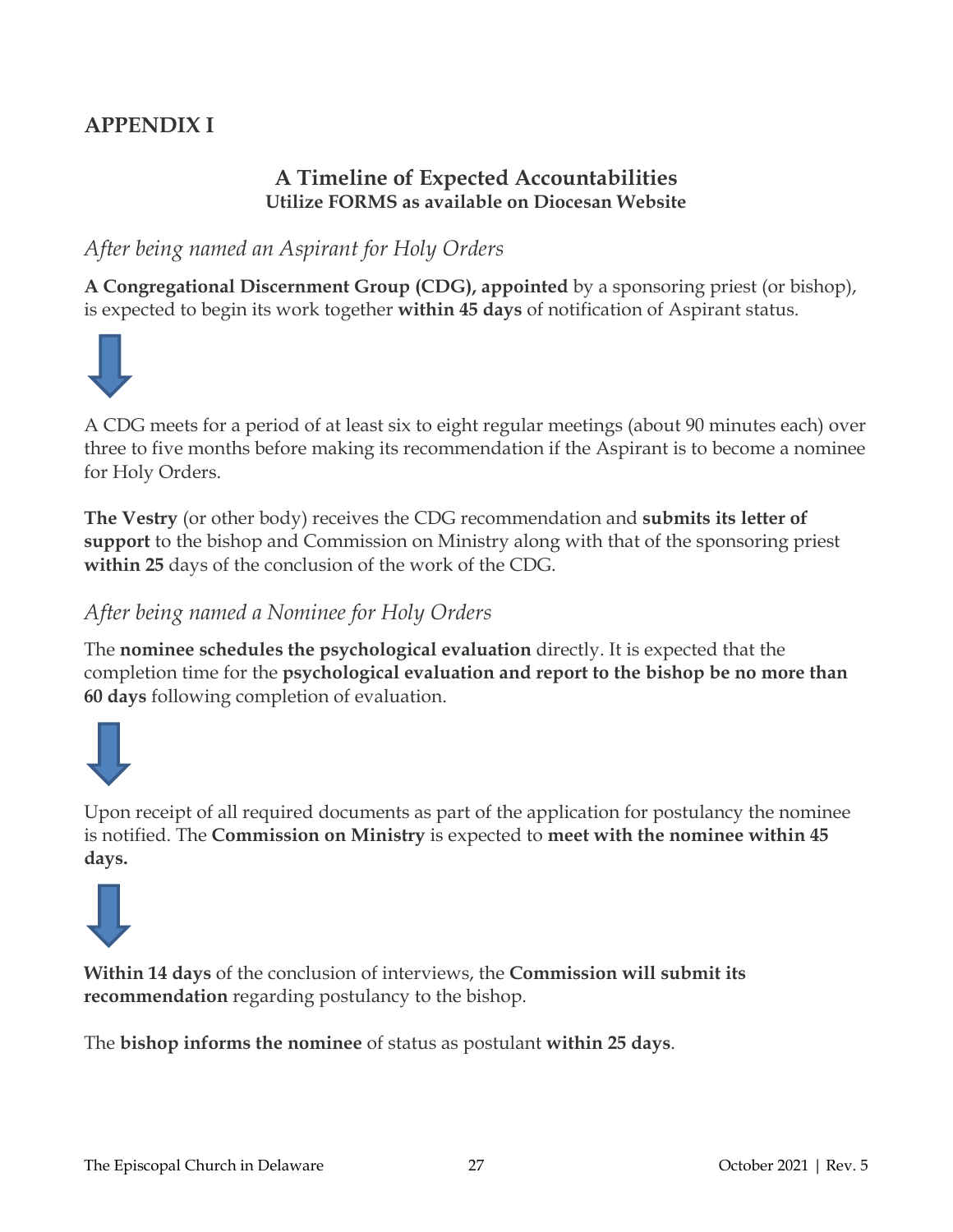## APPENDIX I

### A Timeline of Expected Accountabilities

**Utilize FORMS as available on Diocesan Website**

*After being named an Aspirant for Holy Orders*

**A Congregational Discernment Group (CDG), appointed** by a sponsoring priest (or bishop), is expected to begin its work together **within 45 days** of notification of Aspirant status.

A CDG meets for a period of at least six to eight regular meetings (about 90 minutes each) over three to five months before making its recommendation if the Aspirant is to become a nominee for Holy Orders.

**The Vestry** (or other body) receives the CDG recommendation and **submits its letter of support** to the bishop and Commission on Ministry along with that of the sponsoring priest **within 25** days of the conclusion of the work of the CDG.

*After being named a Nominee for Holy Orders*

The **nominee schedules the psychological evaluation** directly. It is expected that the completion time for the **psychological evaluation and report to the bishop be no more than 60 days** following completion of evaluation.

Upon receipt of all required documents as part of the application for postulancy the nominee is notified. The **Commission on Ministry** is expected to **meet with the nominee within 45 days.**

**Within 14 days** of the conclusion of interviews, the **Commission will submit its recommendation** regarding postulancy to the bishop.

The **bishop informs the nominee** of status as postulant **within 25 days**.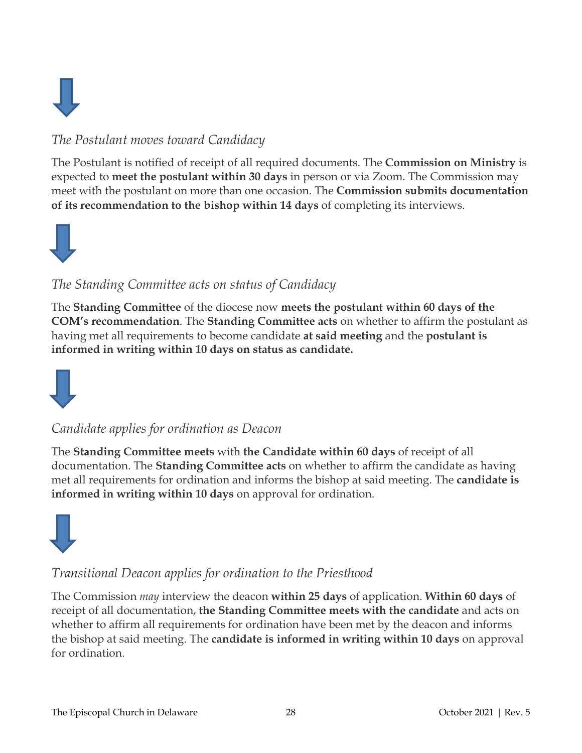*The Postulant moves toward Candidacy*

The Postulant is notified of receipt of all required documents. The **Commission on Ministry** is expected to **meet the postulant within 30 days** in person or via Zoom. The Commission may meet with the postulant on more than one occasion. The **Commission submits documentation of its recommendation to the bishop within 14 days** of completing its interviews.

*The Standing Committee acts on status of Candidacy*

The **Standing Committee** of the diocese now **meets the postulant within 60 days of the COM's recommendation**. The **Standing Committee acts** on whether to affirm the postulant as having met all requirements to become candidate **at said meeting** and the **postulant is informed in writing within 10 days on status as candidate.**

*Candidate applies for ordination as Deacon*

The **Standing Committee meets** with **the Candidate within 60 days** of receipt of all documentation. The **Standing Committee acts** on whether to affirm the candidate as having met all requirements for ordination and informs the bishop at said meeting. The **candidate is informed in writing within 10 days** on approval for ordination.

*Transitional Deacon applies for ordination to the Priesthood*

The Commission *may* interview the deacon **within 25 days** of application. **Within 60 days** of receipt of all documentation, **the Standing Committee meets with the candidate** and acts on whether to affirm all requirements for ordination have been met by the deacon and informs the bishop at said meeting. The **candidate is informed in writing within 10 days** on approval for ordination.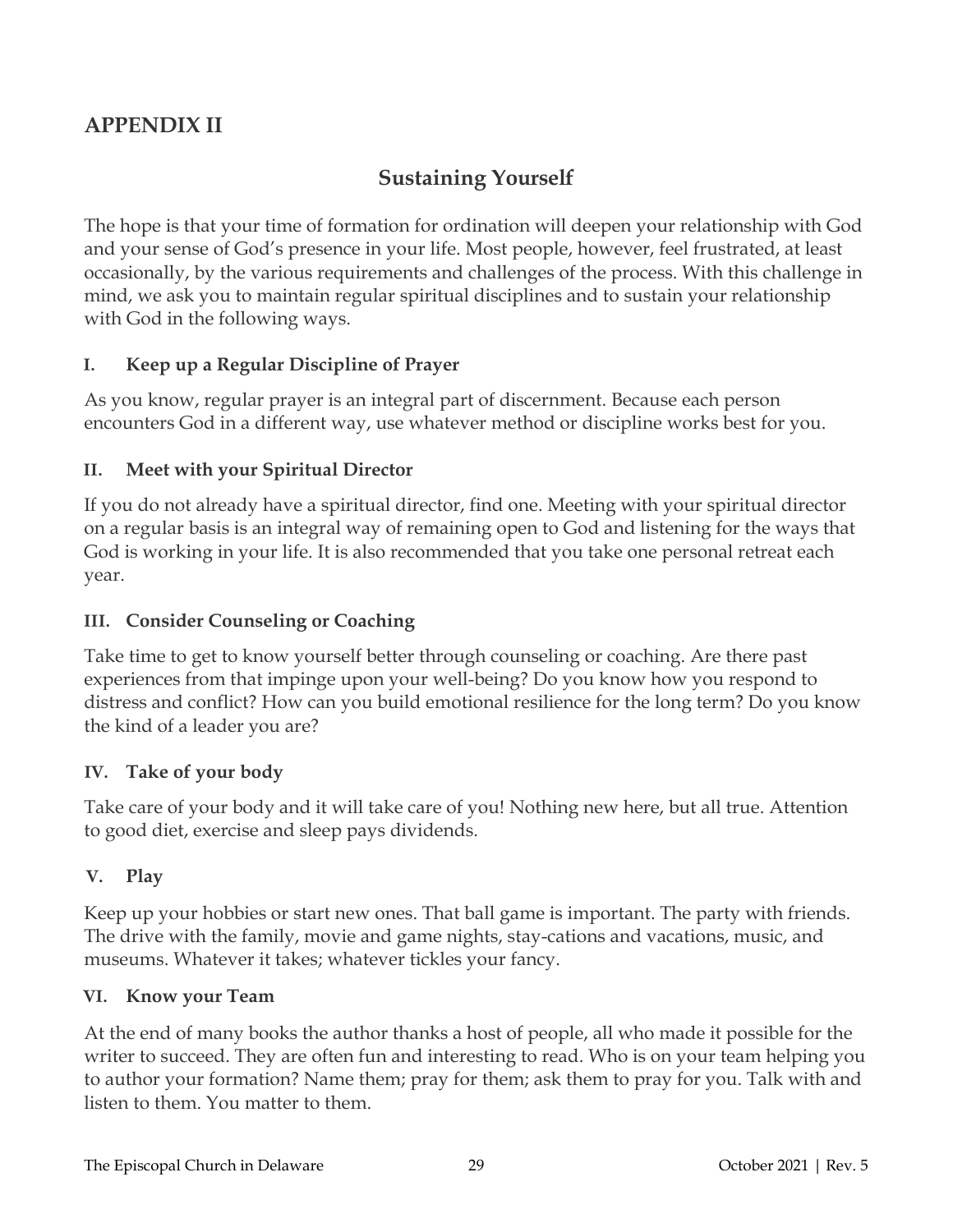## APPENDIX II

# Sustaining Yourself

The hope is that your time of formation for ordination will deepen your relationship with God and your sense of God's presence in your life. Most people, however, feel frustrated, at least occasionally, by the various requirements and challenges of the process. With this challenge in mind, we ask you to maintain regular spiritual disciplines and to sustain your relationship with God in the following ways.

### I. Keep up a Regular Discipline of Prayer

As you know, regular prayer is an integral part of discernment. Because each person encounters God in a different way, use whatever method or discipline works best for you.

### II. Meet with your Spiritual Director

If you do not already have a spiritual director, find one. Meeting with your spiritual director on a regular basis is an integral way of remaining open to God and listening for the ways that God is working in your life. It is also recommended that you take one personal retreat each year.

### III. Consider Counseling or Coaching

Take time to get to know yourself better through counseling or coaching. Are there past experiences from that impinge upon your well-being? Do you know how you respond to distress and conflict? How can you build emotional resilience for the long term? Do you know the kind of a leader you are?

### IV. Take of your body

Take care of your body and it will take care of you! Nothing new here, but all true. Attention to good diet, exercise and sleep pays dividends.

### V. Play

Keep up your hobbies or start new ones. That ball game is important. The party with friends. The drive with the family, movie and game nights, stay-cations and vacations, music, and museums. Whatever it takes; whatever tickles your fancy.

### VI. Know your Team

At the end of many books the author thanks a host of people, all who made it possible for the writer to succeed. They are often fun and interesting to read. Who is on your team helping you to author your formation? Name them; pray for them; ask them to pray for you. Talk with and listen to them. You matter to them.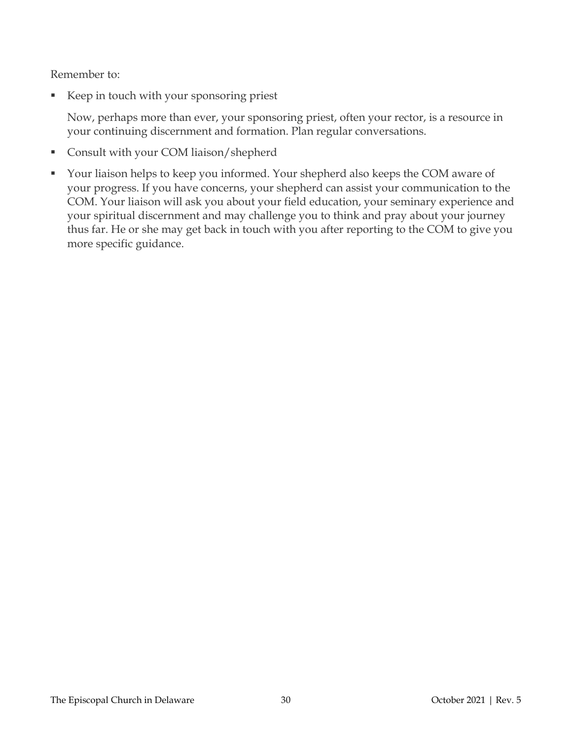Remember to:

- Keep in touch with your sponsoring priest

  Now, perhaps more than ever, your sponsoring priest, often your rector, is a resource in your continuing discernment and formation. Plan regular conversations.

- Consult with your COM liaison/shepherd

- Your liaison helps to keep you informed. Your shepherd also keeps the COM aware of your progress. If you have concerns, your shepherd can assist your communication to the COM. Your liaison will ask you about your field education, your seminary experience and your spiritual discernment and may challenge you to think and pray about your journey thus far. He or she may get back in touch with you after reporting to the COM to give you more specific guidance.